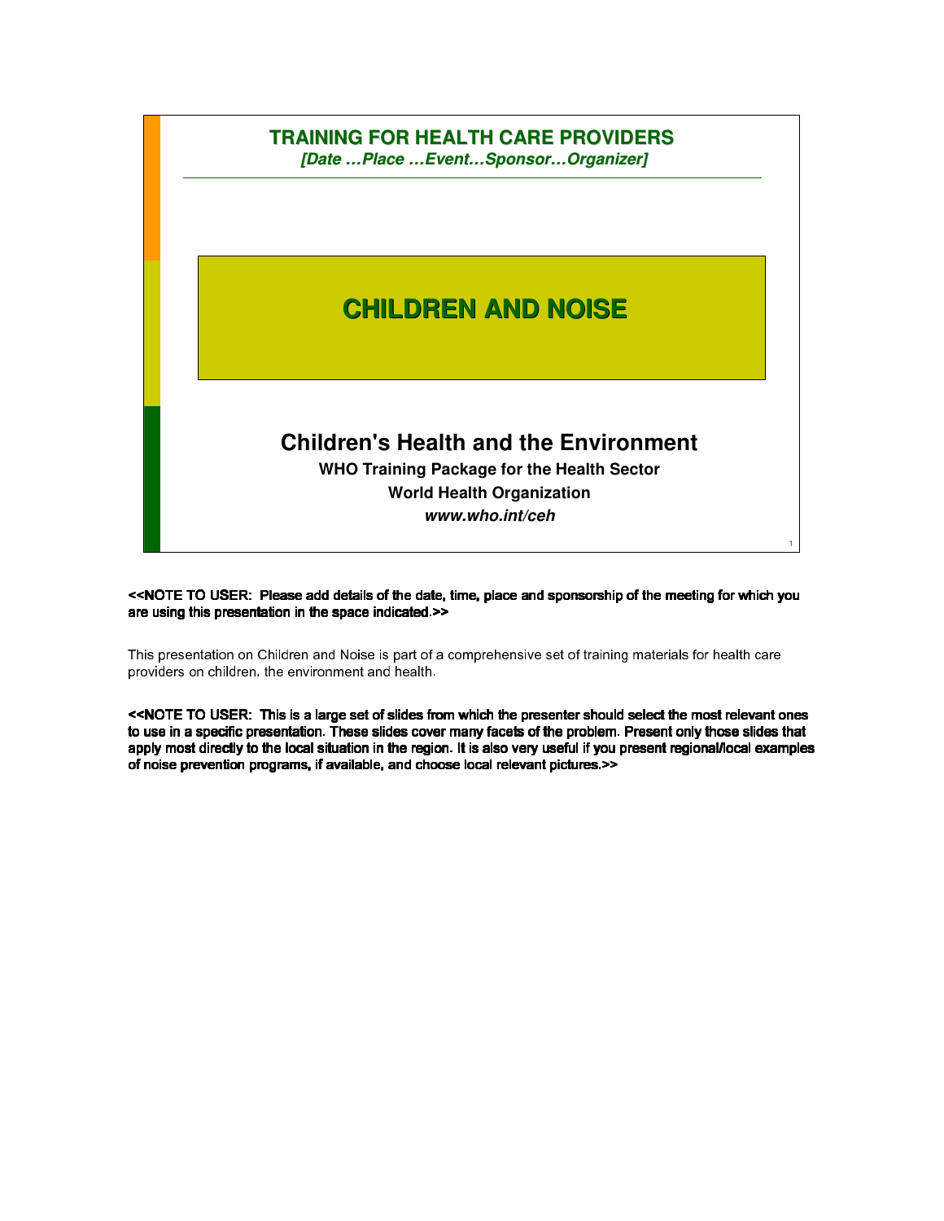**TRAINING FOR HEALTH CARE PROVIDERS**

***[Date …Place …Event…Sponsor…Organizer]***

# CHILDREN AND NOISE

## Children's Health and the Environment

**WHO Training Package for the Health Sector**

**World Health Organization**

***www.who.int/ceh***

**<<NOTE TO USER: Please add details of the date, time, place and sponsorship of the meeting for which you are using this presentation in the space indicated.>>**

This presentation on Children and Noise is part of a comprehensive set of training materials for health care providers on children, the environment and health.

**<<NOTE TO USER: This is a large set of slides from which the presenter should select the most relevant ones to use in a specific presentation. These slides cover many facets of the problem. Present only those slides that apply most directly to the local situation in the region. It is also very useful if you present regional/local examples of noise prevention programs, if available, and choose local relevant pictures.>>**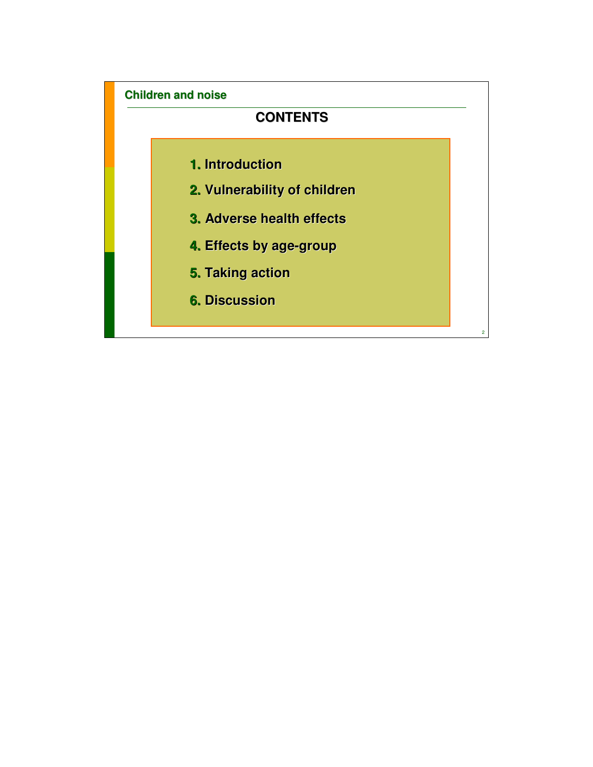Children and noise

## CONTENTS

1. Introduction
2. Vulnerability of children
3. Adverse health effects
4. Effects by age-group
5. Taking action
6. Discussion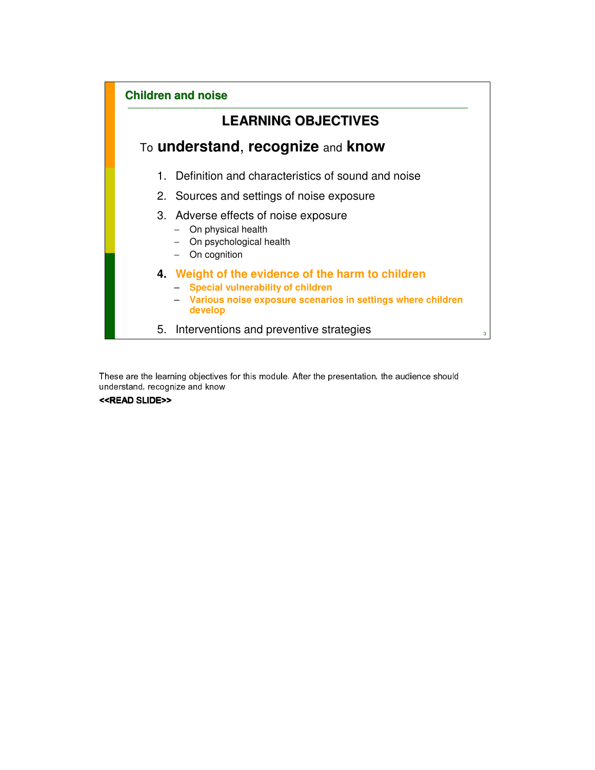**Children and noise**

## LEARNING OBJECTIVES

To **understand**, **recognize** and **know**

1. Definition and characteristics of sound and noise
2. Sources and settings of noise exposure
3. Adverse effects of noise exposure
   - On physical health
   - On psychological health
   - On cognition
4. **Weight of the evidence of the harm to children**
   - **Special vulnerability of children**
   - **Various noise exposure scenarios in settings where children develop**
5. Interventions and preventive strategies

These are the learning objectives for this module. After the presentation, the audience should understand, recognize and know

**<<READ SLIDE>>**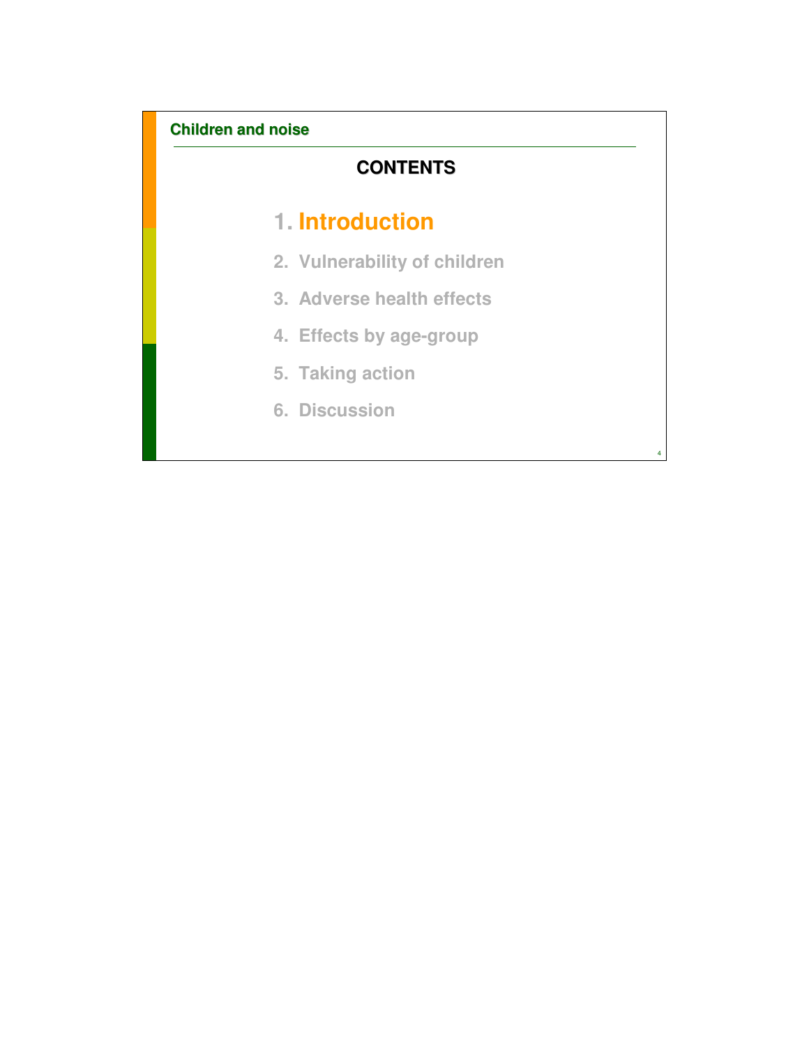## CONTENTS

1. **Introduction**
2. Vulnerability of children
3. Adverse health effects
4. Effects by age-group
5. Taking action
6. Discussion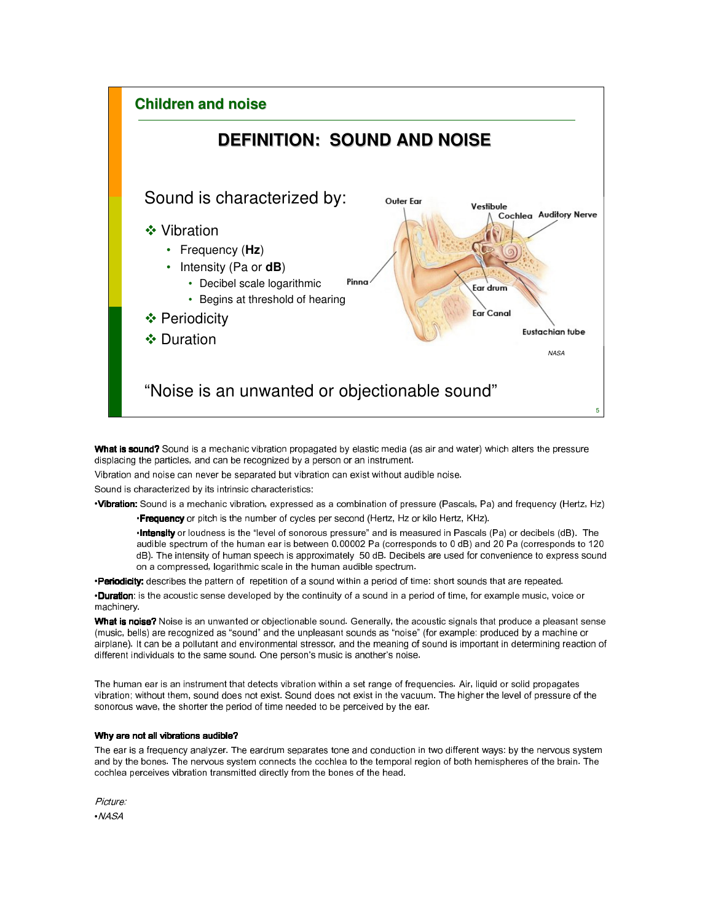## Children and noise

# DEFINITION: SOUND AND NOISE

Sound is characterized by:

- ❖ Vibration
  - Frequency (**Hz**)
  - Intensity (Pa or **dB**)
    - Decibel scale logarithmic
    - Begins at threshold of hearing
- ❖ Periodicity
- ❖ Duration

Outer Ear, Vestibule, Cochlea, Auditory Nerve, Pinna, Ear drum, Ear Canal, Eustachian tube

*NASA*

"Noise is an unwanted or objectionable sound"

**What is sound?** Sound is a mechanic vibration propagated by elastic media (as air and water) which alters the pressure displacing the particles, and can be recognized by a person or an instrument.

Vibration and noise can never be separated but vibration can exist without audible noise.

Sound is characterized by its intrinsic characteristics:

•**Vibration:** Sound is a mechanic vibration, expressed as a combination of pressure (Pascals, Pa) and frequency (Hertz, Hz)

•**Frequency** or pitch is the number of cycles per second (Hertz, Hz or kilo Hertz, KHz).

•**Intensity** or loudness is the "level of sonorous pressure" and is measured in Pascals (Pa) or decibels (dB). The audible spectrum of the human ear is between 0.00002 Pa (corresponds to 0 dB) and 20 Pa (corresponds to 120 dB). The intensity of human speech is approximately 50 dB. Decibels are used for convenience to express sound on a compressed, logarithmic scale in the human audible spectrum.

•**Periodicity:** describes the pattern of repetition of a sound within a period of time: short sounds that are repeated.

•**Duration**: is the acoustic sense developed by the continuity of a sound in a period of time, for example music, voice or machinery.

**What is noise?** Noise is an unwanted or objectionable sound. Generally, the acoustic signals that produce a pleasant sense (music, bells) are recognized as "sound" and the unpleasant sounds as "noise" (for example: produced by a machine or airplane). It can be a pollutant and environmental stressor, and the meaning of sound is important in determining reaction of different individuals to the same sound. One person's music is another's noise.

The human ear is an instrument that detects vibration within a set range of frequencies. Air, liquid or solid propagates vibration; without them, sound does not exist. Sound does not exist in the vacuum. The higher the level of pressure of the sonorous wave, the shorter the period of time needed to be perceived by the ear.

**Why are not all vibrations audible?**

The ear is a frequency analyzer. The eardrum separates tone and conduction in two different ways: by the nervous system and by the bones. The nervous system connects the cochlea to the temporal region of both hemispheres of the brain. The cochlea perceives vibration transmitted directly from the bones of the head.

*Picture:*

•*NASA*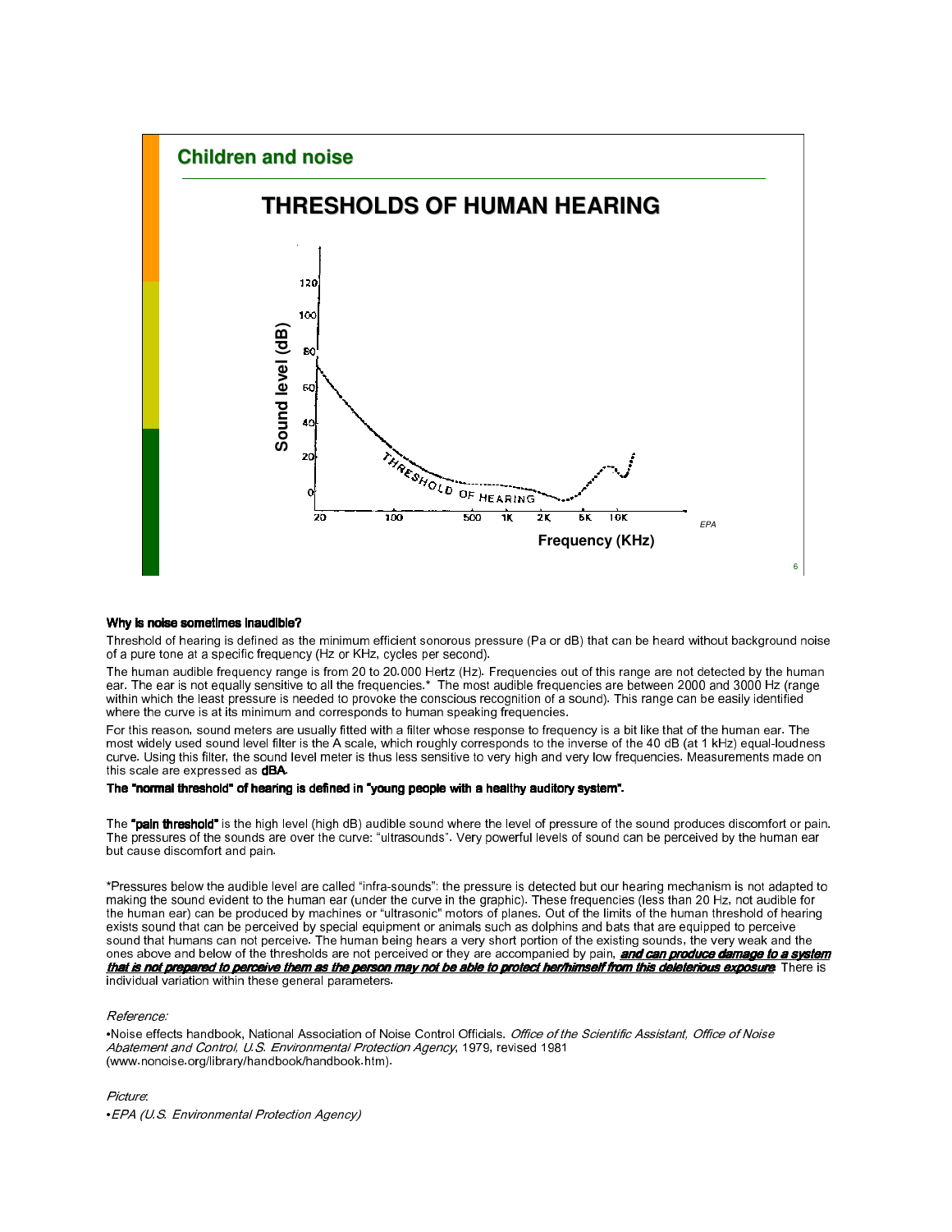## Children and noise

### THRESHOLDS OF HUMAN HEARING

Sound level (dB)

THRESHOLD OF HEARING

Frequency (KHz)

EPA

**Why is noise sometimes inaudible?**

Threshold of hearing is defined as the minimum efficient sonorous pressure (Pa or dB) that can be heard without background noise of a pure tone at a specific frequency (Hz or KHz, cycles per second).

The human audible frequency range is from 20 to 20.000 Hertz (Hz). Frequencies out of this range are not detected by the human ear. The ear is not equally sensitive to all the frequencies.* The most audible frequencies are between 2000 and 3000 Hz (range within which the least pressure is needed to provoke the conscious recognition of a sound). This range can be easily identified where the curve is at its minimum and corresponds to human speaking frequencies.

For this reason, sound meters are usually fitted with a filter whose response to frequency is a bit like that of the human ear. The most widely used sound level filter is the A scale, which roughly corresponds to the inverse of the 40 dB (at 1 kHz) equal-loudness curve. Using this filter, the sound level meter is thus less sensitive to very high and very low frequencies. Measurements made on this scale are expressed as **dBA**.

**The "normal threshold" of hearing is defined in "young people with a healthy auditory system".**

The **"pain threshold"** is the high level (high dB) audible sound where the level of pressure of the sound produces discomfort or pain. The pressures of the sounds are over the curve: "ultrasounds". Very powerful levels of sound can be perceived by the human ear but cause discomfort and pain.

*Pressures below the audible level are called "infra-sounds": the pressure is detected but our hearing mechanism is not adapted to making the sound evident to the human ear (under the curve in the graphic). These frequencies (less than 20 Hz, not audible for the human ear) can be produced by machines or "ultrasonic" motors of planes. Out of the limits of the human threshold of hearing exists sound that can be perceived by special equipment or animals such as dolphins and bats that are equipped to perceive sound that humans can not perceive. The human being hears a very short portion of the existing sounds, the very weak and the ones above and below of the thresholds are not perceived or they are accompanied by pain, ***and can produce damage to a system that is not prepared to perceive them as the person may not be able to protect her/himself from this deleterious exposure***. There is individual variation within these general parameters.

*Reference:*

•Noise effects handbook, National Association of Noise Control Officials. *Office of the Scientific Assistant, Office of Noise Abatement and Control, U.S. Environmental Protection Agency*, 1979, revised 1981 (www.nonoise.org/library/handbook/handbook.htm).

*Picture:*

•*EPA (U.S. Environmental Protection Agency)*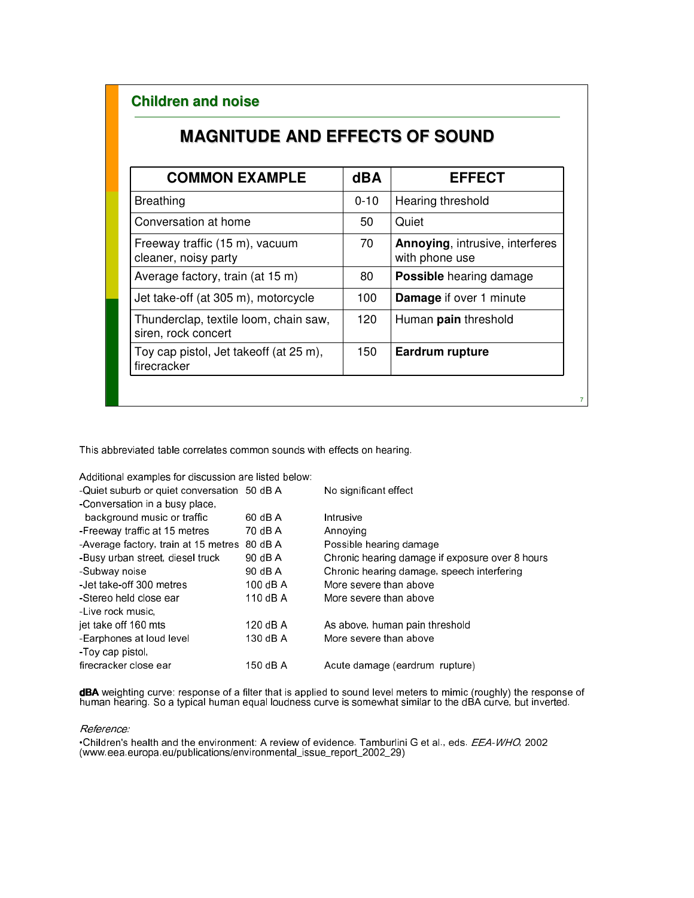## Children and noise

# MAGNITUDE AND EFFECTS OF SOUND

| COMMON EXAMPLE | dBA | EFFECT |
|---|---|---|
| Breathing | 0-10 | Hearing threshold |
| Conversation at home | 50 | Quiet |
| Freeway traffic (15 m), vacuum cleaner, noisy party | 70 | **Annoying**, intrusive, interferes with phone use |
| Average factory, train (at 15 m) | 80 | **Possible** hearing damage |
| Jet take-off (at 305 m), motorcycle | 100 | **Damage** if over 1 minute |
| Thunderclap, textile loom, chain saw, siren, rock concert | 120 | Human **pain** threshold |
| Toy cap pistol, Jet takeoff (at 25 m), firecracker | 150 | **Eardrum rupture** |

This abbreviated table correlates common sounds with effects on hearing.

Additional examples for discussion are listed below:

| | | |
|---|---|---|
| -Quiet suburb or quiet conversation | 50 dB A | No significant effect |
| -Conversation in a busy place, background music or traffic | 60 dB A | Intrusive |
| -Freeway traffic at 15 metres | 70 dB A | Annoying |
| -Average factory, train at 15 metres | 80 dB A | Possible hearing damage |
| -Busy urban street, diesel truck | 90 dB A | Chronic hearing damage if exposure over 8 hours |
| -Subway noise | 90 dB A | Chronic hearing damage, speech interfering |
| -Jet take-off 300 metres | 100 dB A | More severe than above |
| -Stereo held close ear | 110 dB A | More severe than above |
| -Live rock music, jet take off 160 mts | 120 dB A | As above, human pain threshold |
| -Earphones at loud level | 130 dB A | More severe than above |
| -Toy cap pistol, firecracker close ear | 150 dB A | Acute damage (eardrum rupture) |

**dBA** weighting curve: response of a filter that is applied to sound level meters to mimic (roughly) the response of human hearing. So a typical human equal loudness curve is somewhat similar to the dBA curve, but inverted.

*Reference:*

•Children's health and the environment: A review of evidence. Tamburlini G et al., eds. *EEA-WHO*, 2002 (www.eea.europa.eu/publications/environmental_issue_report_2002_29)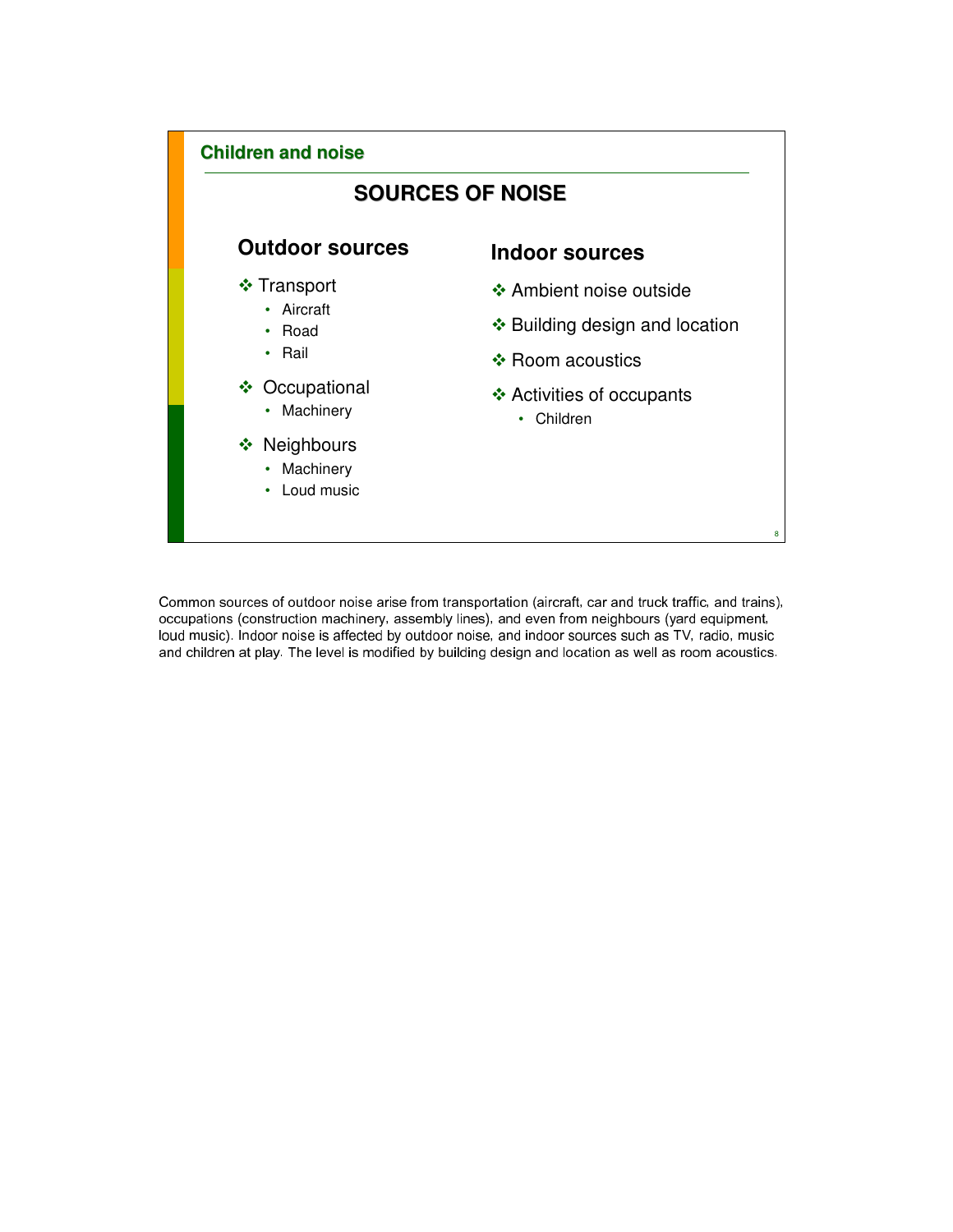## Children and noise

# SOURCES OF NOISE

### Outdoor sources

- Transport
  - Aircraft
  - Road
  - Rail
- Occupational
  - Machinery
- Neighbours
  - Machinery
  - Loud music

### Indoor sources

- Ambient noise outside
- Building design and location
- Room acoustics
- Activities of occupants
  - Children

Common sources of outdoor noise arise from transportation (aircraft, car and truck traffic, and trains), occupations (construction machinery, assembly lines), and even from neighbours (yard equipment, loud music). Indoor noise is affected by outdoor noise, and indoor sources such as TV, radio, music and children at play. The level is modified by building design and location as well as room acoustics.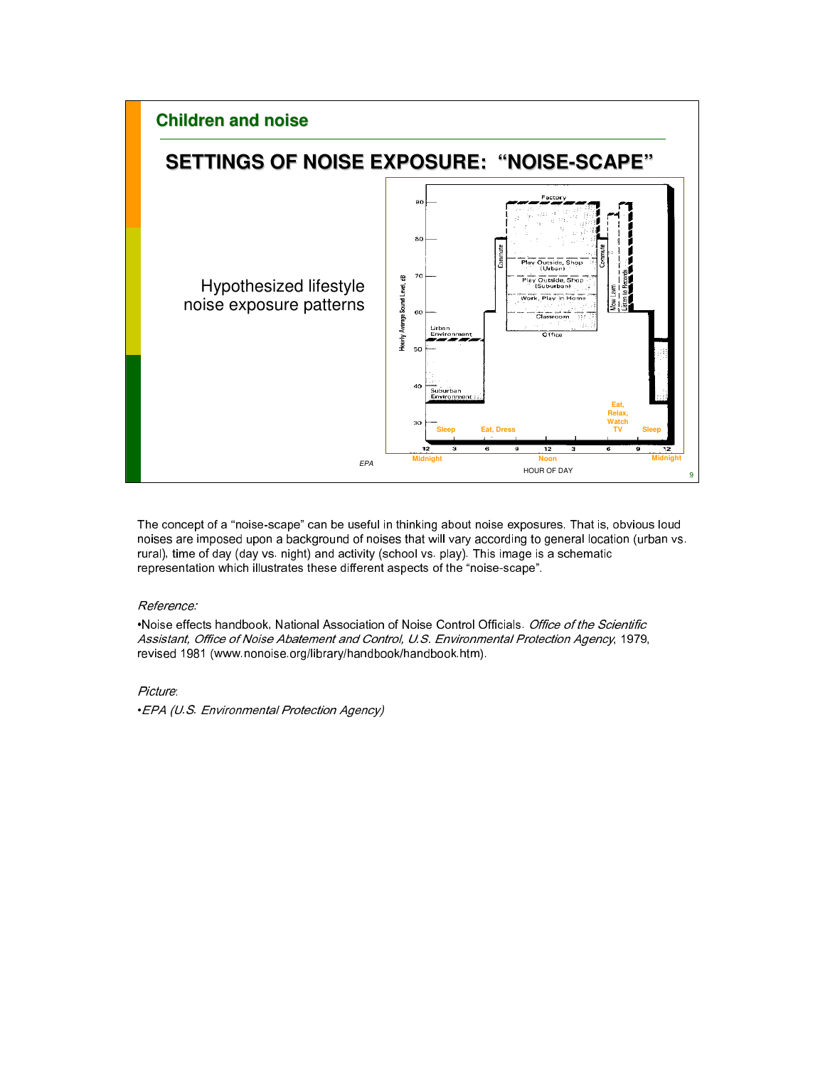## Children and noise

# SETTINGS OF NOISE EXPOSURE: "NOISE-SCAPE"

Hypothesized lifestyle noise exposure patterns

EPA

The concept of a "noise-scape" can be useful in thinking about noise exposures. That is, obvious loud noises are imposed upon a background of noises that will vary according to general location (urban vs. rural), time of day (day vs. night) and activity (school vs. play). This image is a schematic representation which illustrates these different aspects of the "noise-scape".

*Reference:*

•Noise effects handbook, National Association of Noise Control Officials. *Office of the Scientific Assistant, Office of Noise Abatement and Control, U.S. Environmental Protection Agency*, 1979, revised 1981 (www.nonoise.org/library/handbook/handbook.htm).

*Picture*:

•*EPA (U.S. Environmental Protection Agency)*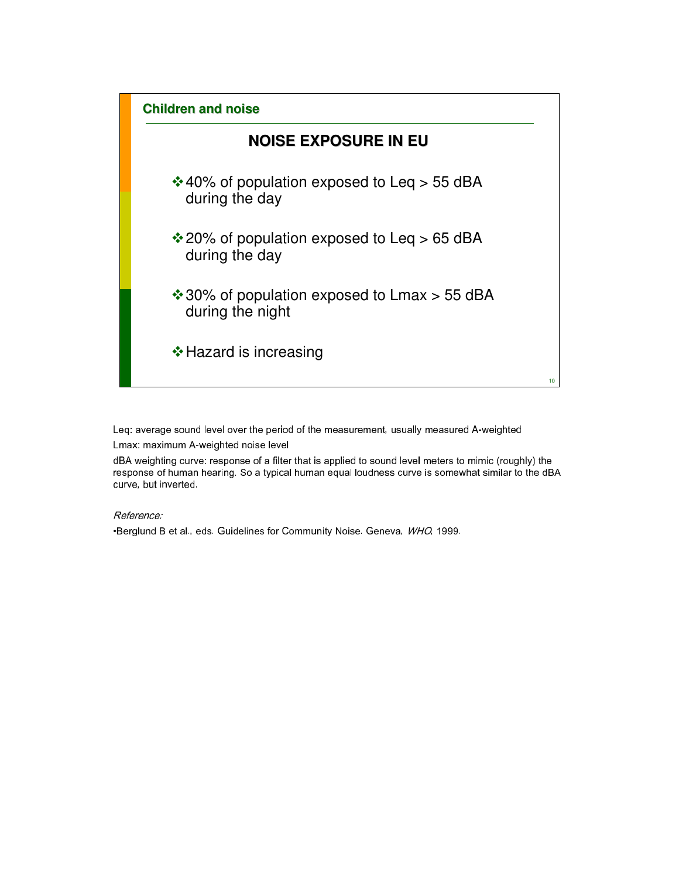**Children and noise**

## NOISE EXPOSURE IN EU

- 40% of population exposed to Leq > 55 dBA during the day
- 20% of population exposed to Leq > 65 dBA during the day
- 30% of population exposed to Lmax > 55 dBA during the night
- Hazard is increasing

Leq: average sound level over the period of the measurement, usually measured A-weighted

Lmax: maximum A-weighted noise level

dBA weighting curve: response of a filter that is applied to sound level meters to mimic (roughly) the response of human hearing. So a typical human equal loudness curve is somewhat similar to the dBA curve, but inverted.

*Reference:*

•Berglund B et al., eds. Guidelines for Community Noise. Geneva, *WHO*, 1999.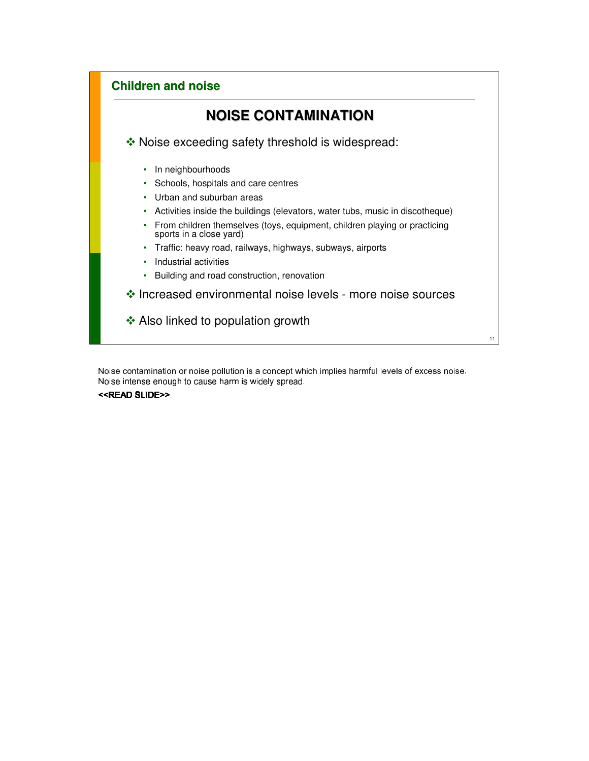## Children and noise

# NOISE CONTAMINATION

- Noise exceeding safety threshold is widespread:
  - In neighbourhoods
  - Schools, hospitals and care centres
  - Urban and suburban areas
  - Activities inside the buildings (elevators, water tubs, music in discotheque)
  - From children themselves (toys, equipment, children playing or practicing sports in a close yard)
  - Traffic: heavy road, railways, highways, subways, airports
  - Industrial activities
  - Building and road construction, renovation
- Increased environmental noise levels - more noise sources
- Also linked to population growth

Noise contamination or noise pollution is a concept which implies harmful levels of excess noise. Noise intense enough to cause harm is widely spread.

**<<READ SLIDE>>**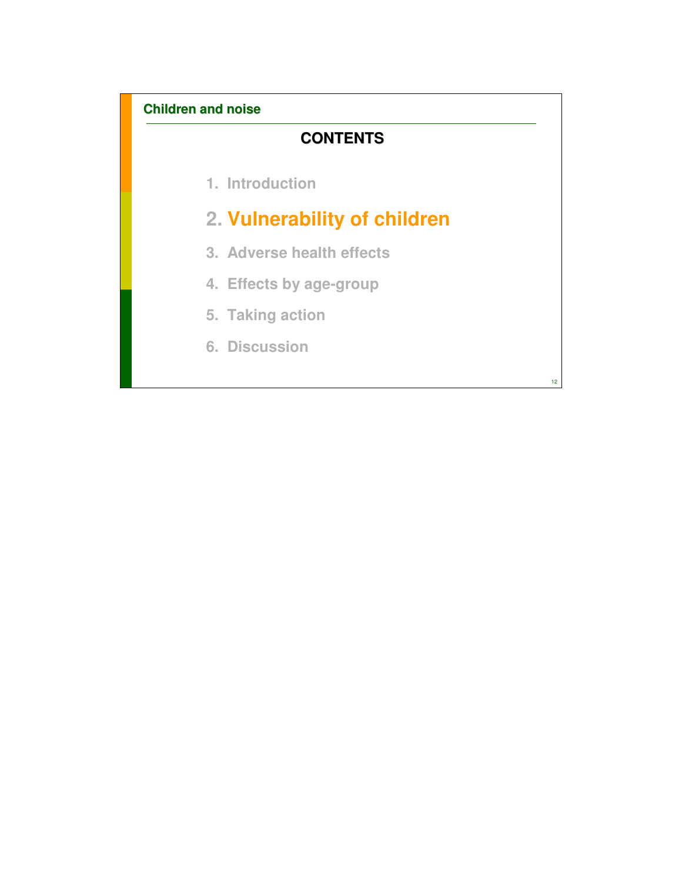Children and noise

## CONTENTS

1. Introduction
2. **Vulnerability of children**
3. Adverse health effects
4. Effects by age-group
5. Taking action
6. Discussion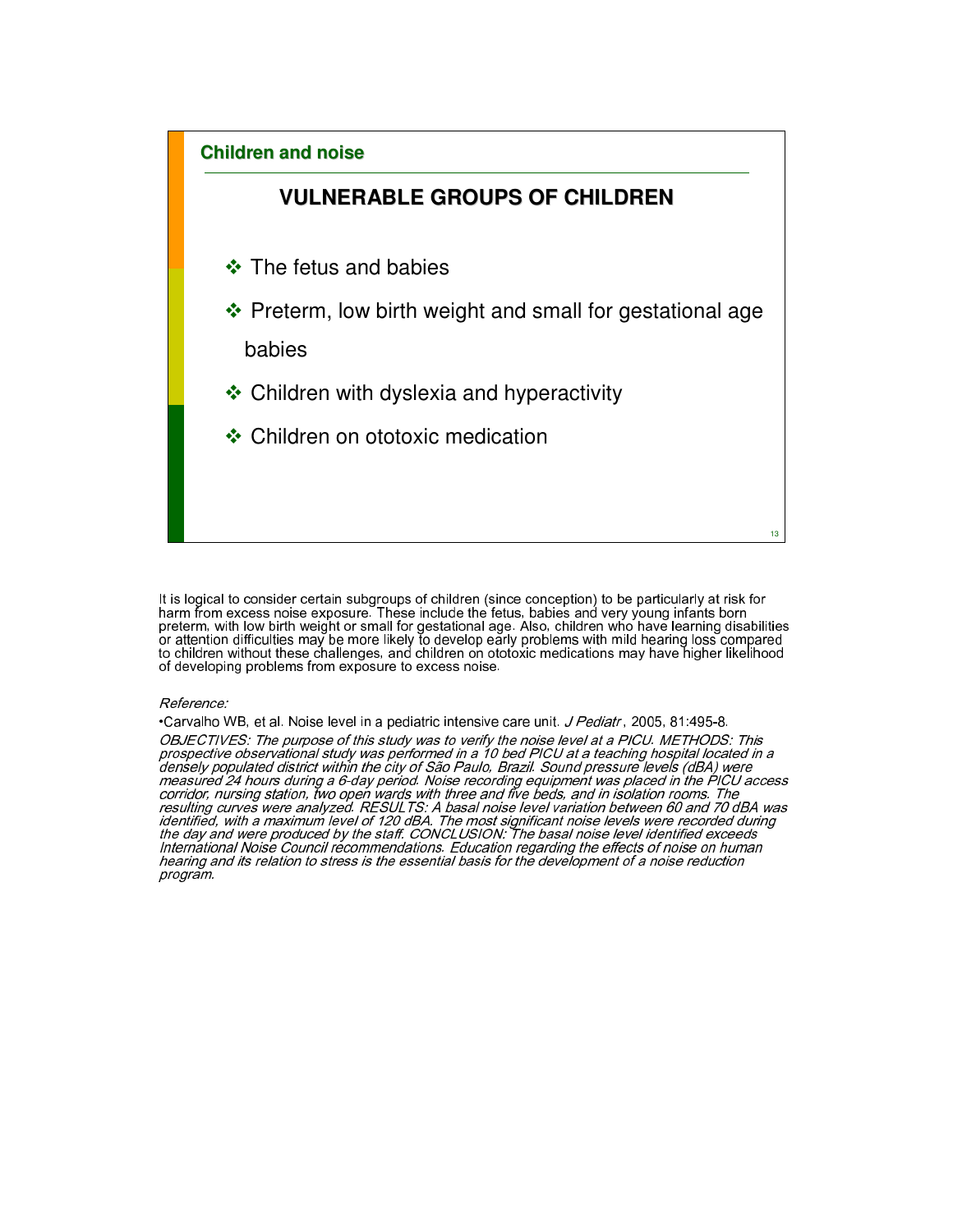## Children and noise

# VULNERABLE GROUPS OF CHILDREN

- The fetus and babies
- Preterm, low birth weight and small for gestational age babies
- Children with dyslexia and hyperactivity
- Children on ototoxic medication

It is logical to consider certain subgroups of children (since conception) to be particularly at risk for harm from excess noise exposure. These include the fetus, babies and very young infants born preterm, with low birth weight or small for gestational age. Also, children who have learning disabilities or attention difficulties may be more likely to develop early problems with mild hearing loss compared to children without these challenges, and children on ototoxic medications may have higher likelihood of developing problems from exposure to excess noise.

*Reference:*

•Carvalho WB, et al. Noise level in a pediatric intensive care unit. *J Pediatr*, 2005, 81:495-8.

*OBJECTIVES: The purpose of this study was to verify the noise level at a PICU. METHODS: This prospective observational study was performed in a 10 bed PICU at a teaching hospital located in a densely populated district within the city of São Paulo, Brazil. Sound pressure levels (dBA) were measured 24 hours during a 6-day period. Noise recording equipment was placed in the PICU access corridor, nursing station, two open wards with three and five beds, and in isolation rooms. The resulting curves were analyzed. RESULTS: A basal noise level variation between 60 and 70 dBA was identified, with a maximum level of 120 dBA. The most significant noise levels were recorded during the day and were produced by the staff. CONCLUSION: The basal noise level identified exceeds International Noise Council recommendations. Education regarding the effects of noise on human hearing and its relation to stress is the essential basis for the development of a noise reduction program.*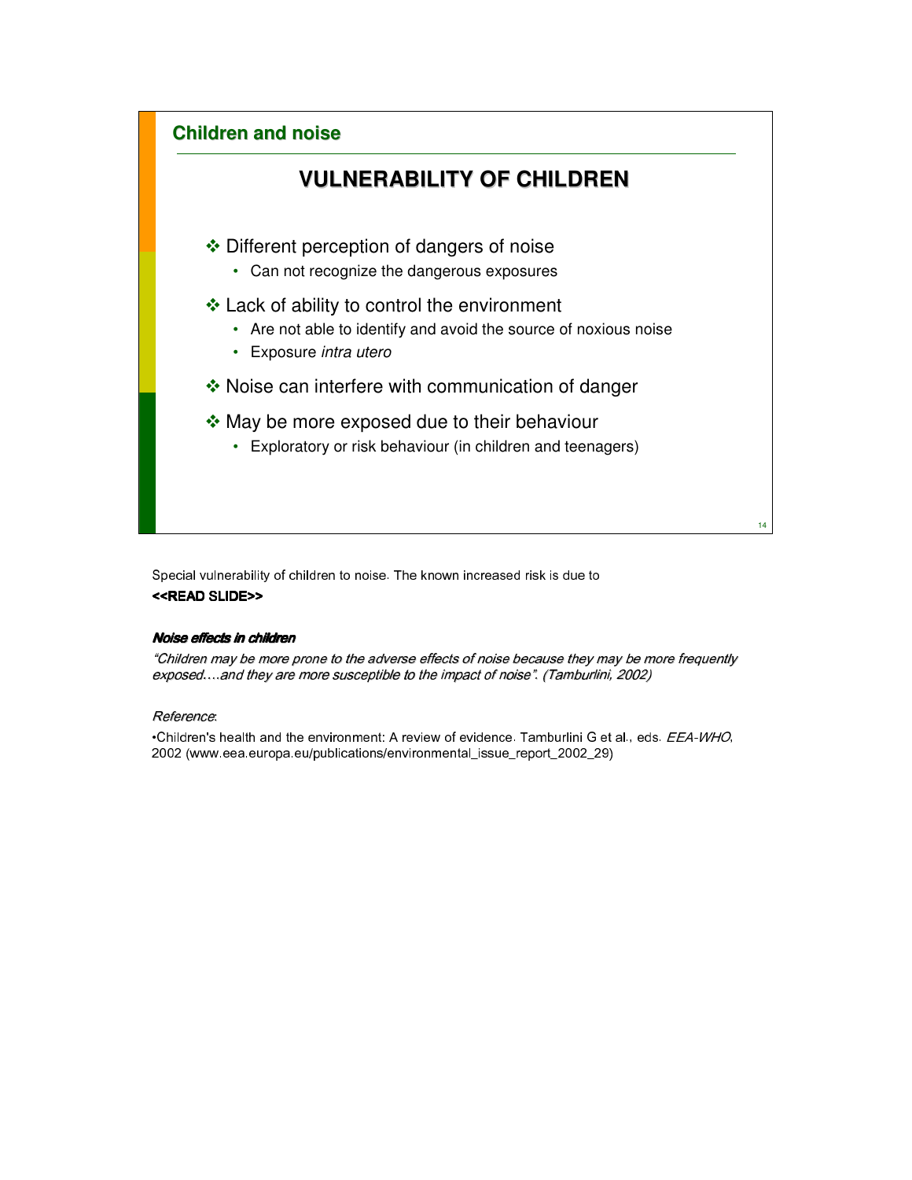## Children and noise

# VULNERABILITY OF CHILDREN

- Different perception of dangers of noise
  - Can not recognize the dangerous exposures
- Lack of ability to control the environment
  - Are not able to identify and avoid the source of noxious noise
  - Exposure *intra utero*
- Noise can interfere with communication of danger
- May be more exposed due to their behaviour
  - Exploratory or risk behaviour (in children and teenagers)

Special vulnerability of children to noise. The known increased risk is due to

**<<READ SLIDE>>**

***Noise effects in children***

*"Children may be more prone to the adverse effects of noise because they may be more frequently exposed….and they are more susceptible to the impact of noise". (Tamburlini, 2002)*

*Reference*:

•Children's health and the environment: A review of evidence. Tamburlini G et al., eds. *EEA-WHO*, 2002 (www.eea.europa.eu/publications/environmental_issue_report_2002_29)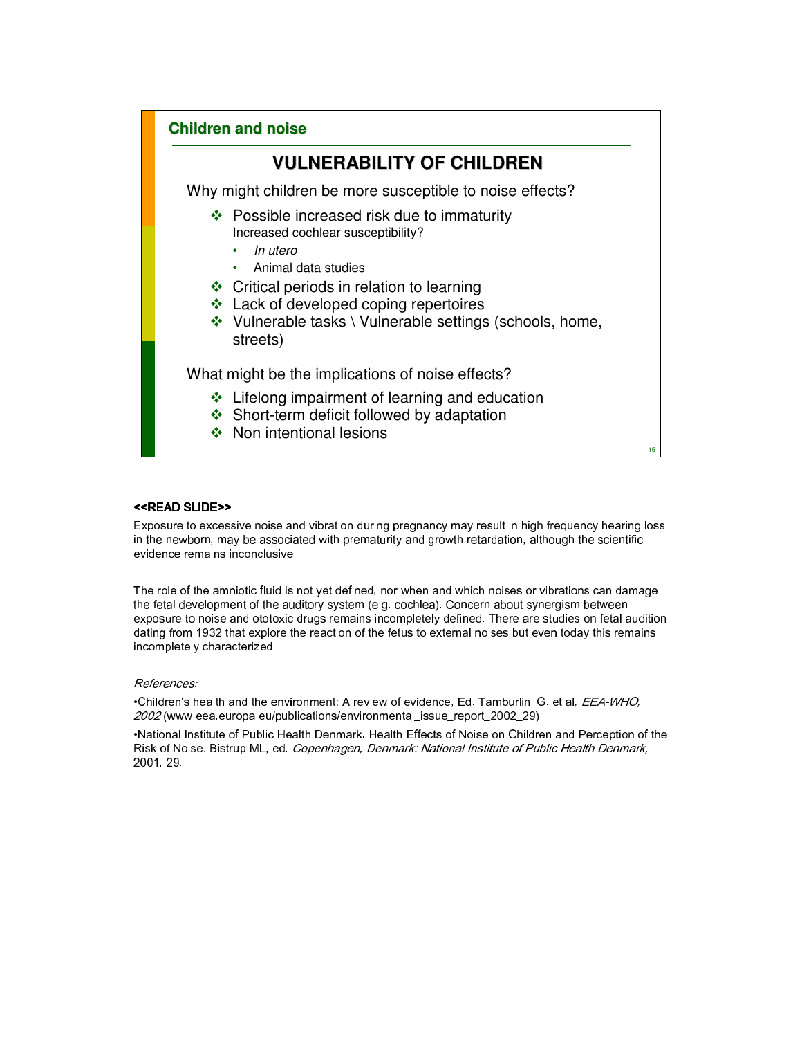## Children and noise

# VULNERABILITY OF CHILDREN

Why might children be more susceptible to noise effects?

- Possible increased risk due to immaturity
  Increased cochlear susceptibility?
  - *In utero*
  - Animal data studies
- Critical periods in relation to learning
- Lack of developed coping repertoires
- Vulnerable tasks \ Vulnerable settings (schools, home, streets)

What might be the implications of noise effects?

- Lifelong impairment of learning and education
- Short-term deficit followed by adaptation
- Non intentional lesions

**<<READ SLIDE>>**

Exposure to excessive noise and vibration during pregnancy may result in high frequency hearing loss in the newborn, may be associated with prematurity and growth retardation, although the scientific evidence remains inconclusive.

The role of the amniotic fluid is not yet defined, nor when and which noises or vibrations can damage the fetal development of the auditory system (e.g. cochlea). Concern about synergism between exposure to noise and ototoxic drugs remains incompletely defined. There are studies on fetal audition dating from 1932 that explore the reaction of the fetus to external noises but even today this remains incompletely characterized.

*References:*

•Children's health and the environment: A review of evidence, Ed. Tamburlini G. et al*, EEA-WHO, 2002* (www.eea.europa.eu/publications/environmental_issue_report_2002_29).

•National Institute of Public Health Denmark. Health Effects of Noise on Children and Perception of the Risk of Noise. Bistrup ML, ed. *Copenhagen, Denmark: National Institute of Public Health Denmark,* 2001, 29.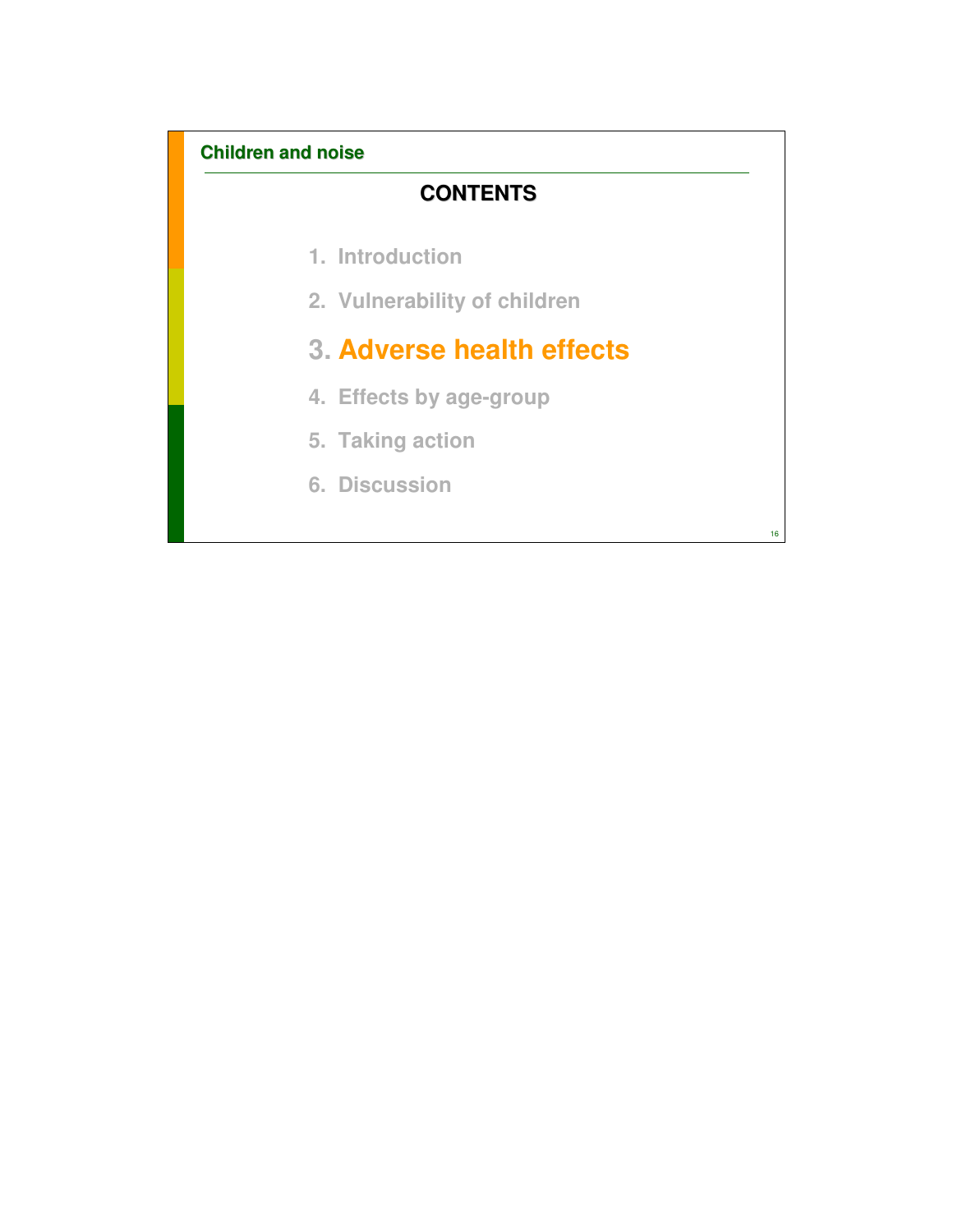## CONTENTS

1. Introduction
2. Vulnerability of children
3. **Adverse health effects**
4. Effects by age-group
5. Taking action
6. Discussion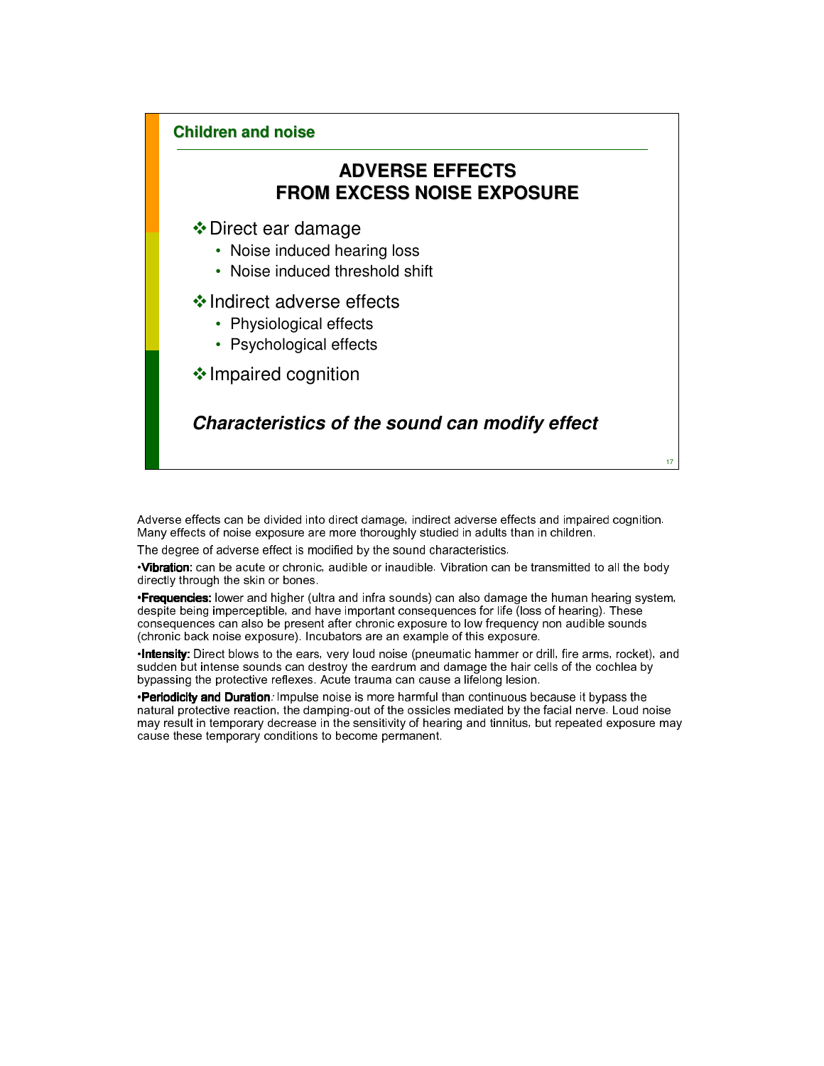## Children and noise

# ADVERSE EFFECTS FROM EXCESS NOISE EXPOSURE

- Direct ear damage
  - Noise induced hearing loss
  - Noise induced threshold shift
- Indirect adverse effects
  - Physiological effects
  - Psychological effects
- Impaired cognition

***Characteristics of the sound can modify effect***

Adverse effects can be divided into direct damage, indirect adverse effects and impaired cognition. Many effects of noise exposure are more thoroughly studied in adults than in children.

The degree of adverse effect is modified by the sound characteristics.

•**Vibration:** can be acute or chronic, audible or inaudible. Vibration can be transmitted to all the body directly through the skin or bones.

•**Frequencies:** lower and higher (ultra and infra sounds) can also damage the human hearing system, despite being imperceptible, and have important consequences for life (loss of hearing). These consequences can also be present after chronic exposure to low frequency non audible sounds (chronic back noise exposure). Incubators are an example of this exposure.

•**Intensity:** Direct blows to the ears, very loud noise (pneumatic hammer or drill, fire arms, rocket), and sudden but intense sounds can destroy the eardrum and damage the hair cells of the cochlea by bypassing the protective reflexes. Acute trauma can cause a lifelong lesion.

•**Periodicity and Duration**: Impulse noise is more harmful than continuous because it bypass the natural protective reaction, the damping-out of the ossicles mediated by the facial nerve. Loud noise may result in temporary decrease in the sensitivity of hearing and tinnitus, but repeated exposure may cause these temporary conditions to become permanent.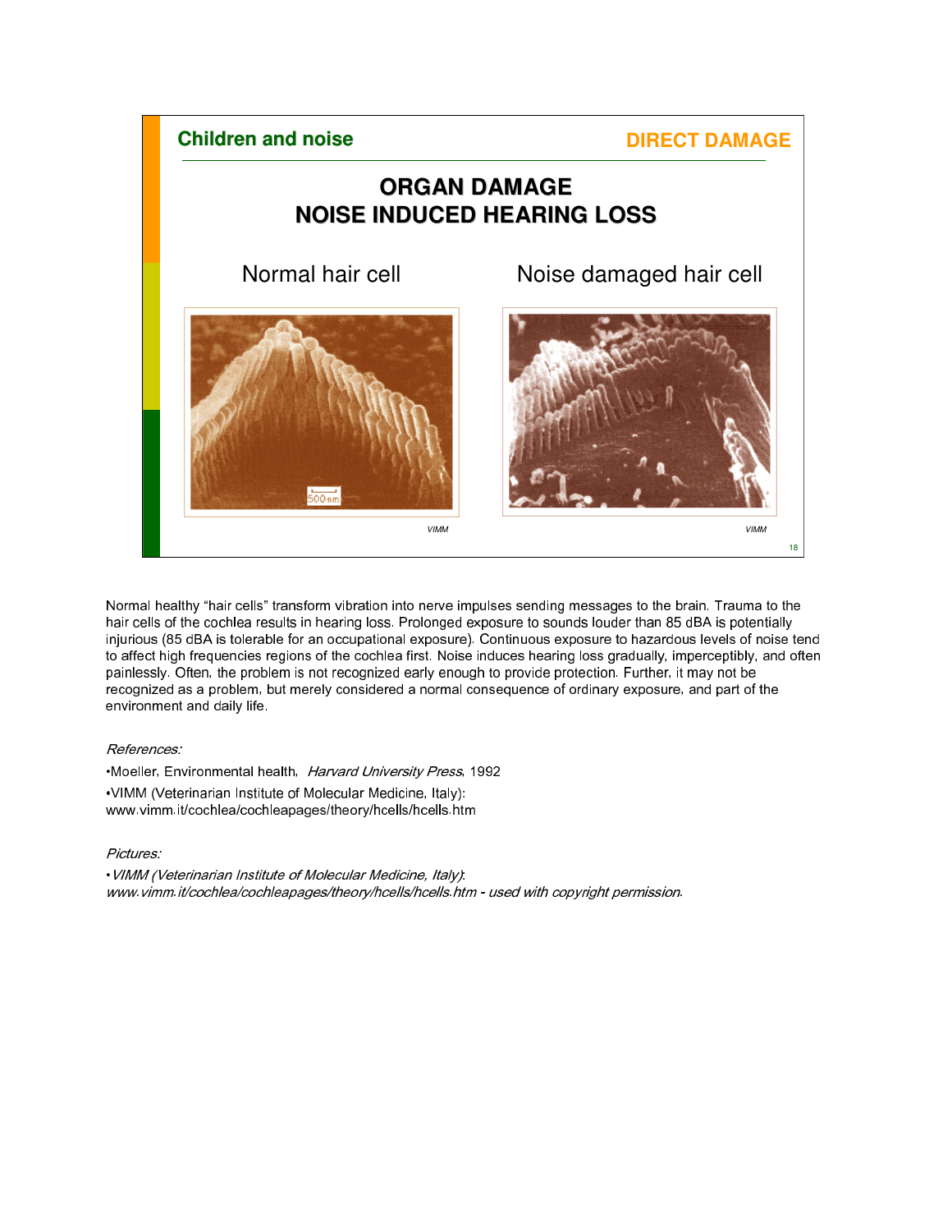**Children and noise** | **DIRECT DAMAGE**

## ORGAN DAMAGE
## NOISE INDUCED HEARING LOSS

Normal hair cell | Noise damaged hair cell

VIMM | VIMM

Normal healthy "hair cells" transform vibration into nerve impulses sending messages to the brain. Trauma to the hair cells of the cochlea results in hearing loss. Prolonged exposure to sounds louder than 85 dBA is potentially injurious (85 dBA is tolerable for an occupational exposure). Continuous exposure to hazardous levels of noise tend to affect high frequencies regions of the cochlea first. Noise induces hearing loss gradually, imperceptibly, and often painlessly. Often, the problem is not recognized early enough to provide protection. Further, it may not be recognized as a problem, but merely considered a normal consequence of ordinary exposure, and part of the environment and daily life.

*References:*

- Moeller, Environmental health, *Harvard University Press*, 1992
- VIMM (Veterinarian Institute of Molecular Medicine, Italy): www.vimm.it/cochlea/cochleapages/theory/hcells/hcells.htm

*Pictures:*

- *VIMM (Veterinarian Institute of Molecular Medicine, Italy): www.vimm.it/cochlea/cochleapages/theory/hcells/hcells.htm - used with copyright permission.*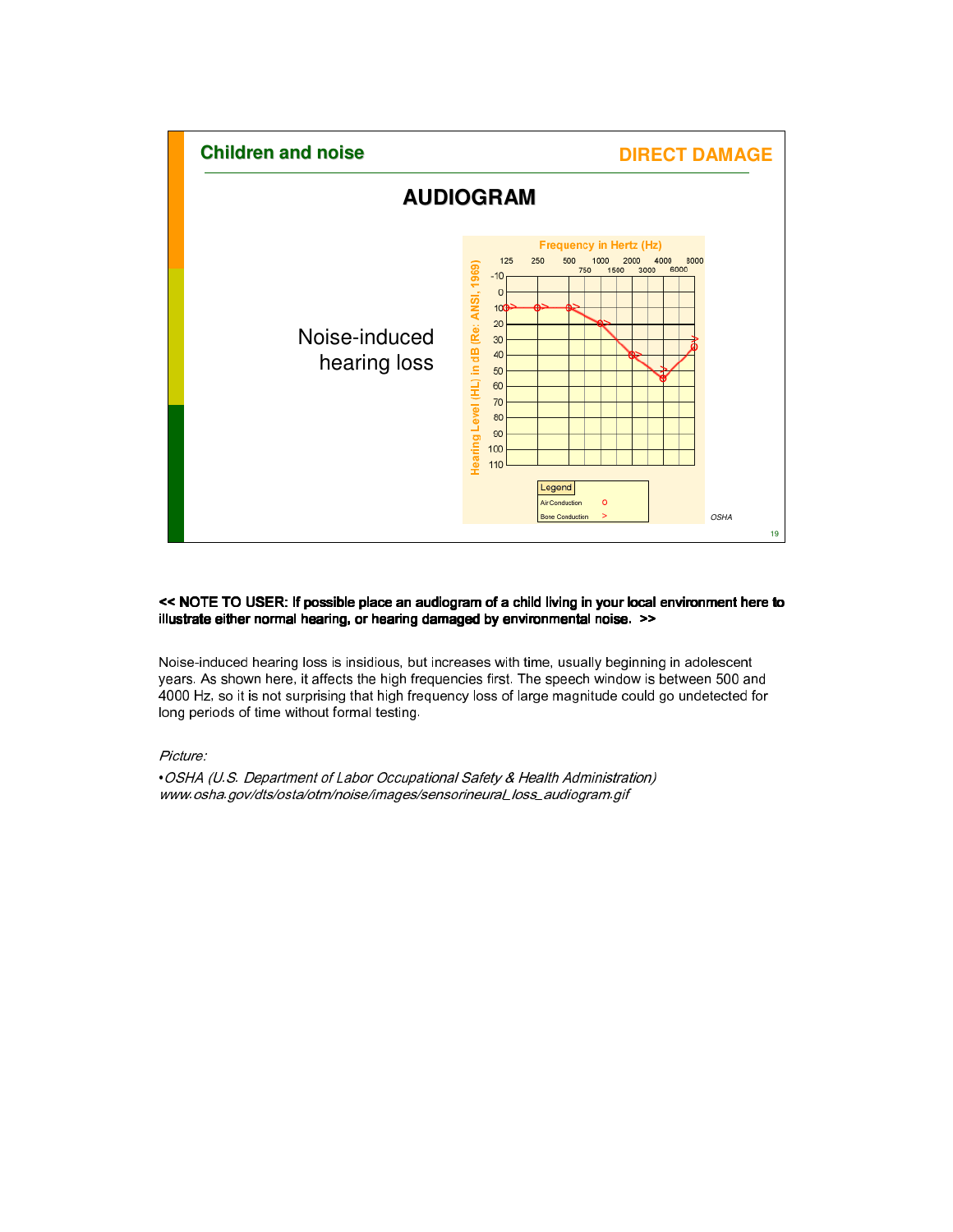## Children and noise

**DIRECT DAMAGE**

### AUDIOGRAM

Noise-induced hearing loss

Frequency in Hertz (Hz)

Hearing Level (HL) in dB (Re: ANSI, 1969)

Legend: Air Conduction o; Bone Conduction >

OSHA

**<< NOTE TO USER: If possible place an audiogram of a child living in your local environment here to illustrate either normal hearing, or hearing damaged by environmental noise. >>**

Noise-induced hearing loss is insidious, but increases with time, usually beginning in adolescent years. As shown here, it affects the high frequencies first. The speech window is between 500 and 4000 Hz, so it is not surprising that high frequency loss of large magnitude could go undetected for long periods of time without formal testing.

*Picture:*

- *OSHA (U.S. Department of Labor Occupational Safety & Health Administration) www.osha.gov/dts/osta/otm/noise/images/sensorineural_loss_audiogram.gif*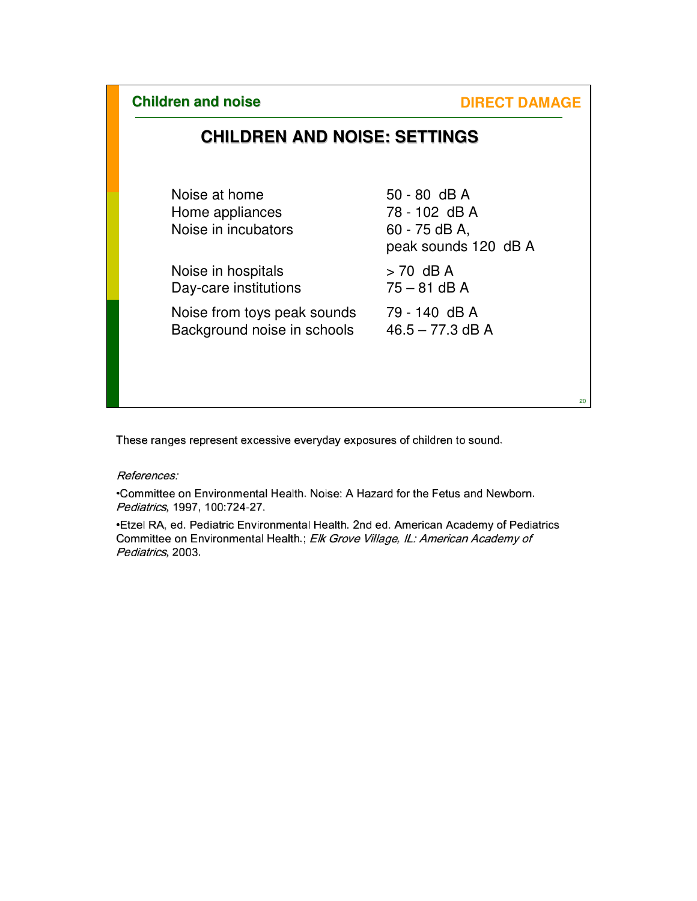Children and noise

DIRECT DAMAGE

## CHILDREN AND NOISE: SETTINGS

| | |
|---|---|
| Noise at home | 50 - 80 dB A |
| Home appliances | 78 - 102 dB A |
| Noise in incubators | 60 - 75 dB A, peak sounds 120 dB A |
| Noise in hospitals | > 70 dB A |
| Day-care institutions | 75 – 81 dB A |
| Noise from toys peak sounds | 79 - 140 dB A |
| Background noise in schools | 46.5 – 77.3 dB A |

These ranges represent excessive everyday exposures of children to sound.

*References:*

- Committee on Environmental Health. Noise: A Hazard for the Fetus and Newborn. *Pediatrics*, 1997, 100:724-27.
- Etzel RA, ed. Pediatric Environmental Health. 2nd ed. American Academy of Pediatrics Committee on Environmental Health.; *Elk Grove Village, IL: American Academy of Pediatrics*, 2003.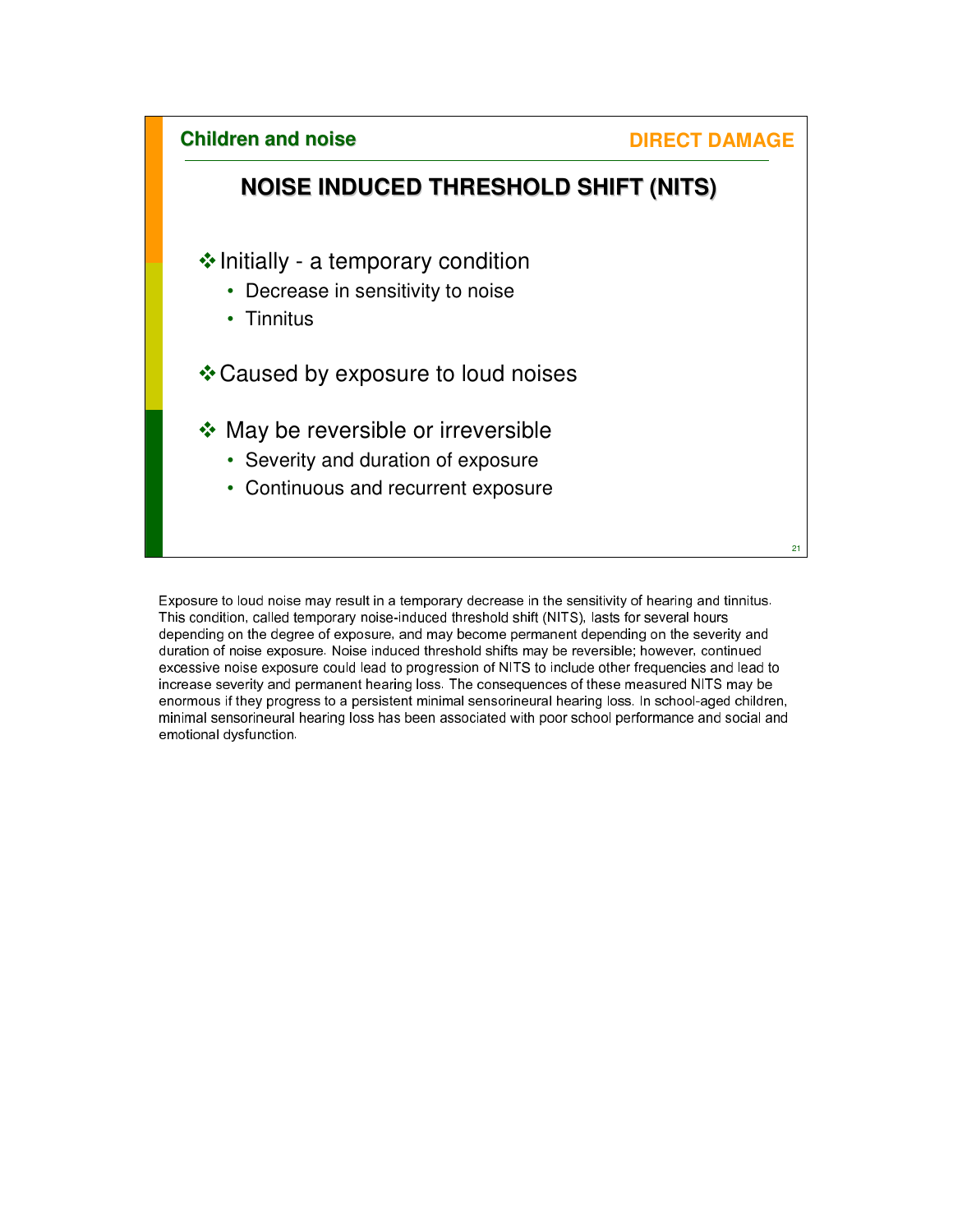**Children and noise** **DIRECT DAMAGE**

## NOISE INDUCED THRESHOLD SHIFT (NITS)

- Initially - a temporary condition
  - Decrease in sensitivity to noise
  - Tinnitus
- Caused by exposure to loud noises
- May be reversible or irreversible
  - Severity and duration of exposure
  - Continuous and recurrent exposure

Exposure to loud noise may result in a temporary decrease in the sensitivity of hearing and tinnitus. This condition, called temporary noise-induced threshold shift (NITS), lasts for several hours depending on the degree of exposure, and may become permanent depending on the severity and duration of noise exposure. Noise induced threshold shifts may be reversible; however, continued excessive noise exposure could lead to progression of NITS to include other frequencies and lead to increase severity and permanent hearing loss. The consequences of these measured NITS may be enormous if they progress to a persistent minimal sensorineural hearing loss. In school-aged children, minimal sensorineural hearing loss has been associated with poor school performance and social and emotional dysfunction.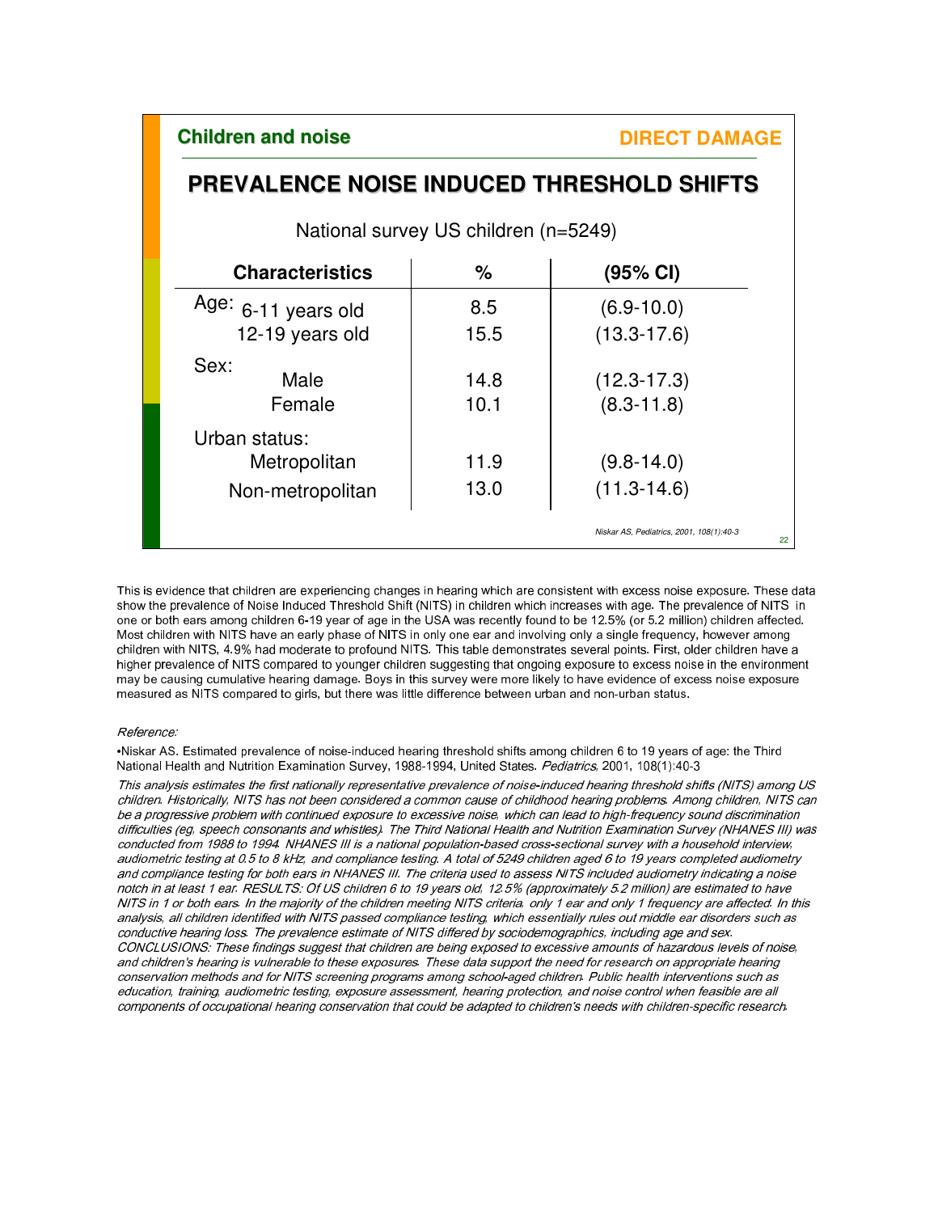**Children and noise** **DIRECT DAMAGE**

## PREVALENCE NOISE INDUCED THRESHOLD SHIFTS

National survey US children (n=5249)

| Characteristics | % | (95% CI) |
|---|---|---|
| Age: 6-11 years old | 8.5 | (6.9-10.0) |
| 12-19 years old | 15.5 | (13.3-17.6) |
| Sex: | | |
| Male | 14.8 | (12.3-17.3) |
| Female | 10.1 | (8.3-11.8) |
| Urban status: | | |
| Metropolitan | 11.9 | (9.8-14.0) |
| Non-metropolitan | 13.0 | (11.3-14.6) |

*Niskar AS, Pediatrics, 2001, 108(1):40-3*

This is evidence that children are experiencing changes in hearing which are consistent with excess noise exposure. These data show the prevalence of Noise Induced Threshold Shift (NITS) in children which increases with age. The prevalence of NITS in one or both ears among children 6-19 year of age in the USA was recently found to be 12.5% (or 5.2 million) children affected. Most children with NITS have an early phase of NITS in only one ear and involving only a single frequency, however among children with NITS, 4.9% had moderate to profound NITS. This table demonstrates several points. First, older children have a higher prevalence of NITS compared to younger children suggesting that ongoing exposure to excess noise in the environment may be causing cumulative hearing damage. Boys in this survey were more likely to have evidence of excess noise exposure measured as NITS compared to girls, but there was little difference between urban and non-urban status.

*Reference:*

•Niskar AS. Estimated prevalence of noise-induced hearing threshold shifts among children 6 to 19 years of age: the Third National Health and Nutrition Examination Survey, 1988-1994, United States. *Pediatrics*, 2001, 108(1):40-3

*This analysis estimates the first nationally representative prevalence of noise-induced hearing threshold shifts (NITS) among US children. Historically, NITS has not been considered a common cause of childhood hearing problems. Among children, NITS can be a progressive problem with continued exposure to excessive noise, which can lead to high-frequency sound discrimination difficulties (eg, speech consonants and whistles). The Third National Health and Nutrition Examination Survey (NHANES III) was conducted from 1988 to 1994. NHANES III is a national population-based cross-sectional survey with a household interview, audiometric testing at 0.5 to 8 kHz, and compliance testing. A total of 5249 children aged 6 to 19 years completed audiometry and compliance testing for both ears in NHANES III. The criteria used to assess NITS included audiometry indicating a noise notch in at least 1 ear. RESULTS: Of US children 6 to 19 years old, 12.5% (approximately 5.2 million) are estimated to have NITS in 1 or both ears. In the majority of the children meeting NITS criteria, only 1 ear and only 1 frequency are affected. In this analysis, all children identified with NITS passed compliance testing, which essentially rules out middle ear disorders such as conductive hearing loss. The prevalence estimate of NITS differed by sociodemographics, including age and sex. CONCLUSIONS: These findings suggest that children are being exposed to excessive amounts of hazardous levels of noise, and children's hearing is vulnerable to these exposures. These data support the need for research on appropriate hearing conservation methods and for NITS screening programs among school-aged children. Public health interventions such as education, training, audiometric testing, exposure assessment, hearing protection, and noise control when feasible are all components of occupational hearing conservation that could be adapted to children's needs with children-specific research.*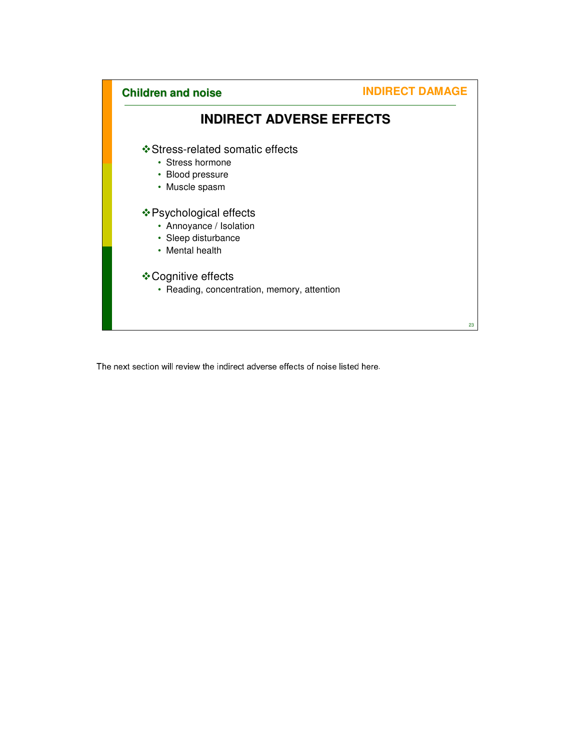## Children and noise

**INDIRECT DAMAGE**

# INDIRECT ADVERSE EFFECTS

- Stress-related somatic effects
  - Stress hormone
  - Blood pressure
  - Muscle spasm
- Psychological effects
  - Annoyance / Isolation
  - Sleep disturbance
  - Mental health
- Cognitive effects
  - Reading, concentration, memory, attention

The next section will review the indirect adverse effects of noise listed here.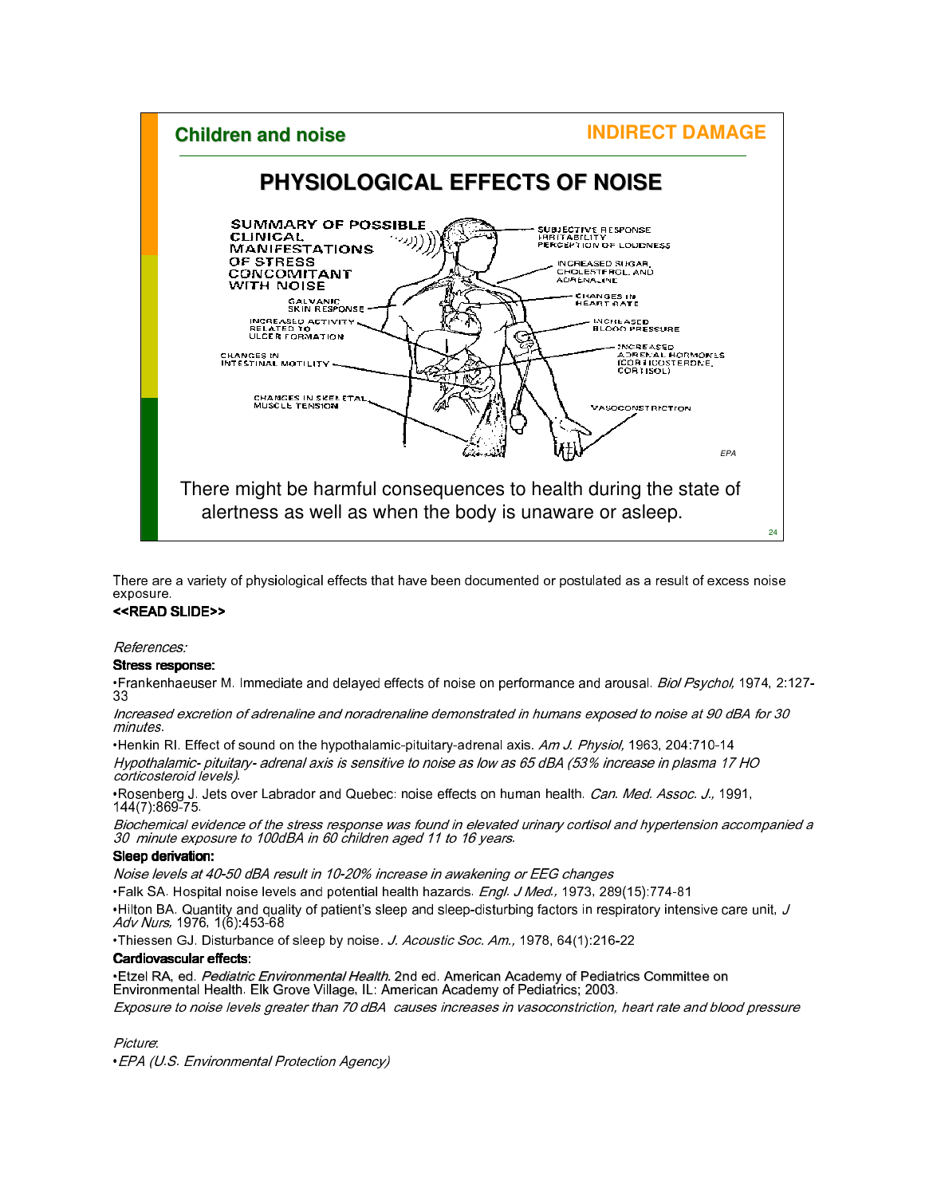## Children and noise

**INDIRECT DAMAGE**

# PHYSIOLOGICAL EFFECTS OF NOISE

SUMMARY OF POSSIBLE CLINICAL MANIFESTATIONS OF STRESS CONCOMITANT WITH NOISE

- SUBJECTIVE RESPONSE IRRITABILITY PERCEPTION OF LOUDNESS
- INCREASED SUGAR, CHOLESTEROL, AND ADRENALINE
- CHANGES IN HEART RATE
- INCREASED BLOOD PRESSURE
- INCREASED ADRENAL HORMONES (CORTICOSTERONE, CORTISOL)
- VASOCONSTRICTION
- GALVANIC SKIN RESPONSE
- INCREASED ACTIVITY RELATED TO ULCER FORMATION
- CHANGES IN INTESTINAL MOTILITY
- CHANGES IN SKELETAL MUSCLE TENSION

EPA

There might be harmful consequences to health during the state of alertness as well as when the body is unaware or asleep.

There are a variety of physiological effects that have been documented or postulated as a result of excess noise exposure.

**<<READ SLIDE>>**

*References:*

**Stress response:**

•Frankenhaeuser M. Immediate and delayed effects of noise on performance and arousal. *Biol Psychol*, 1974, 2:127-33

*Increased excretion of adrenaline and noradrenaline demonstrated in humans exposed to noise at 90 dBA for 30 minutes.*

•Henkin RI. Effect of sound on the hypothalamic-pituitary-adrenal axis. *Am J. Physiol*, 1963, 204:710-14

*Hypothalamic- pituitary- adrenal axis is sensitive to noise as low as 65 dBA (53% increase in plasma 17 HO corticosteroid levels).*

•Rosenberg J. Jets over Labrador and Quebec: noise effects on human health. *Can. Med. Assoc. J.*, 1991, 144(7):869-75.

*Biochemical evidence of the stress response was found in elevated urinary cortisol and hypertension accompanied a 30 minute exposure to 100dBA in 60 children aged 11 to 16 years.*

**Sleep derivation:**

*Noise levels at 40-50 dBA result in 10-20% increase in awakening or EEG changes*

•Falk SA. Hospital noise levels and potential health hazards. *Engl. J Med.*, 1973, 289(15):774-81

•Hilton BA. Quantity and quality of patient's sleep and sleep-disturbing factors in respiratory intensive care unit, *J Adv Nurs,* 1976, 1(6):453-68

•Thiessen GJ. Disturbance of sleep by noise. *J. Acoustic Soc. Am.*, 1978, 64(1):216-22

**Cardiovascular effects:**

•Etzel RA, ed. *Pediatric Environmental Health*. 2nd ed. American Academy of Pediatrics Committee on Environmental Health. Elk Grove Village, IL: American Academy of Pediatrics; 2003.

*Exposure to noise levels greater than 70 dBA causes increases in vasoconstriction, heart rate and blood pressure*

*Picture*:

•*EPA (U.S. Environmental Protection Agency)*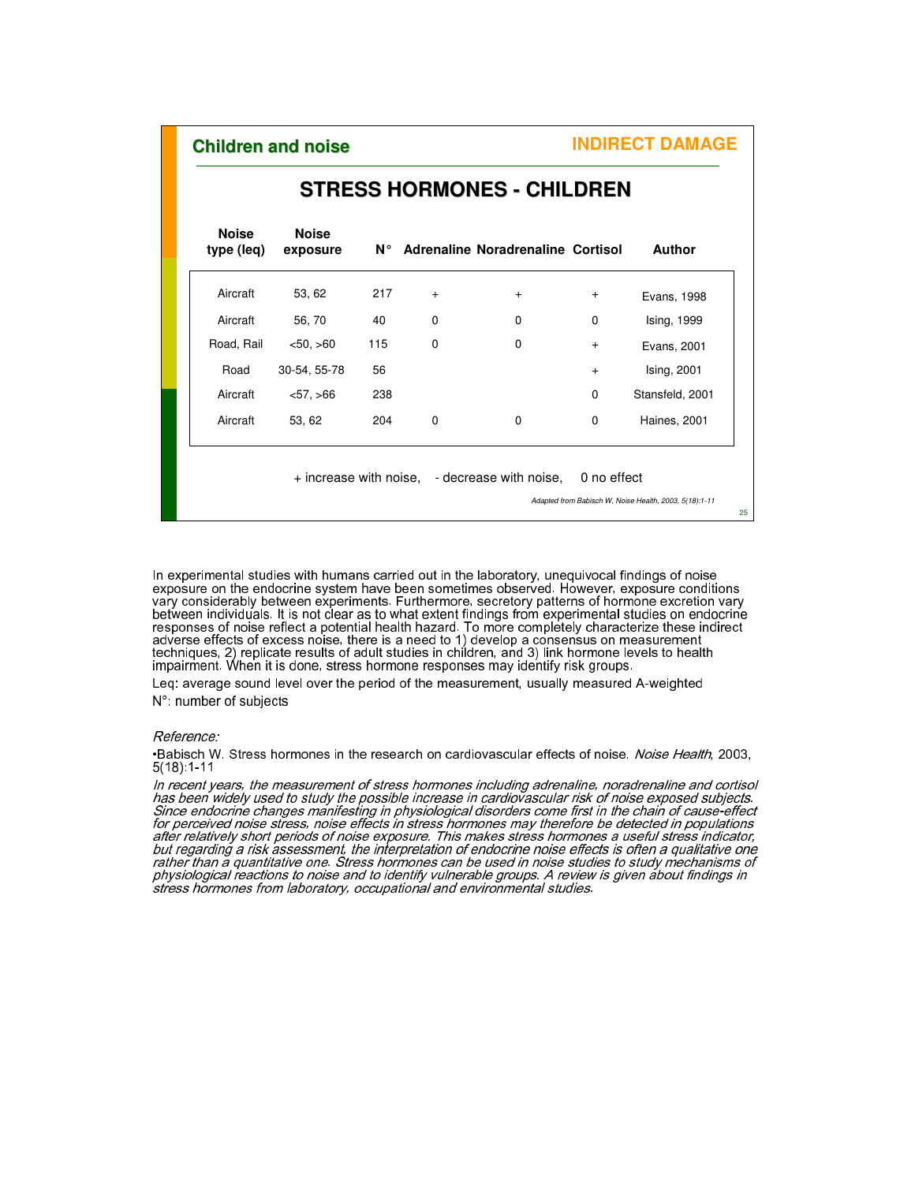**Children and noise** — **INDIRECT DAMAGE**

## STRESS HORMONES - CHILDREN

| Noise type (leq) | Noise exposure | N° | Adrenaline | Noradrenaline | Cortisol | Author |
|---|---|---|---|---|---|---|
| Aircraft | 53, 62 | 217 | + | + | + | Evans, 1998 |
| Aircraft | 56, 70 | 40 | 0 | 0 | 0 | Ising, 1999 |
| Road, Rail | <50, >60 | 115 | 0 | 0 | + | Evans, 2001 |
| Road | 30-54, 55-78 | 56 | | | + | Ising, 2001 |
| Aircraft | <57, >66 | 238 | | | 0 | Stansfeld, 2001 |
| Aircraft | 53, 62 | 204 | 0 | 0 | 0 | Haines, 2001 |

+ increase with noise, - decrease with noise, 0 no effect

*Adapted from Babisch W, Noise Health, 2003, 5(18):1-11*

In experimental studies with humans carried out in the laboratory, unequivocal findings of noise exposure on the endocrine system have been sometimes observed. However, exposure conditions vary considerably between experiments. Furthermore, secretory patterns of hormone excretion vary between individuals. It is not clear as to what extent findings from experimental studies on endocrine responses of noise reflect a potential health hazard. To more completely characterize these indirect adverse effects of excess noise, there is a need to 1) develop a consensus on measurement techniques, 2) replicate results of adult studies in children, and 3) link hormone levels to health impairment. When it is done, stress hormone responses may identify risk groups.

Leq: average sound level over the period of the measurement, usually measured A-weighted

N°: number of subjects

*Reference:*

•Babisch W. Stress hormones in the research on cardiovascular effects of noise. *Noise Health*, 2003, 5(18):1-11

*In recent years, the measurement of stress hormones including adrenaline, noradrenaline and cortisol has been widely used to study the possible increase in cardiovascular risk of noise exposed subjects. Since endocrine changes manifesting in physiological disorders come first in the chain of cause-effect for perceived noise stress, noise effects in stress hormones may therefore be detected in populations after relatively short periods of noise exposure. This makes stress hormones a useful stress indicator, but regarding a risk assessment, the interpretation of endocrine noise effects is often a qualitative one rather than a quantitative one. Stress hormones can be used in noise studies to study mechanisms of physiological reactions to noise and to identify vulnerable groups. A review is given about findings in stress hormones from laboratory, occupational and environmental studies.*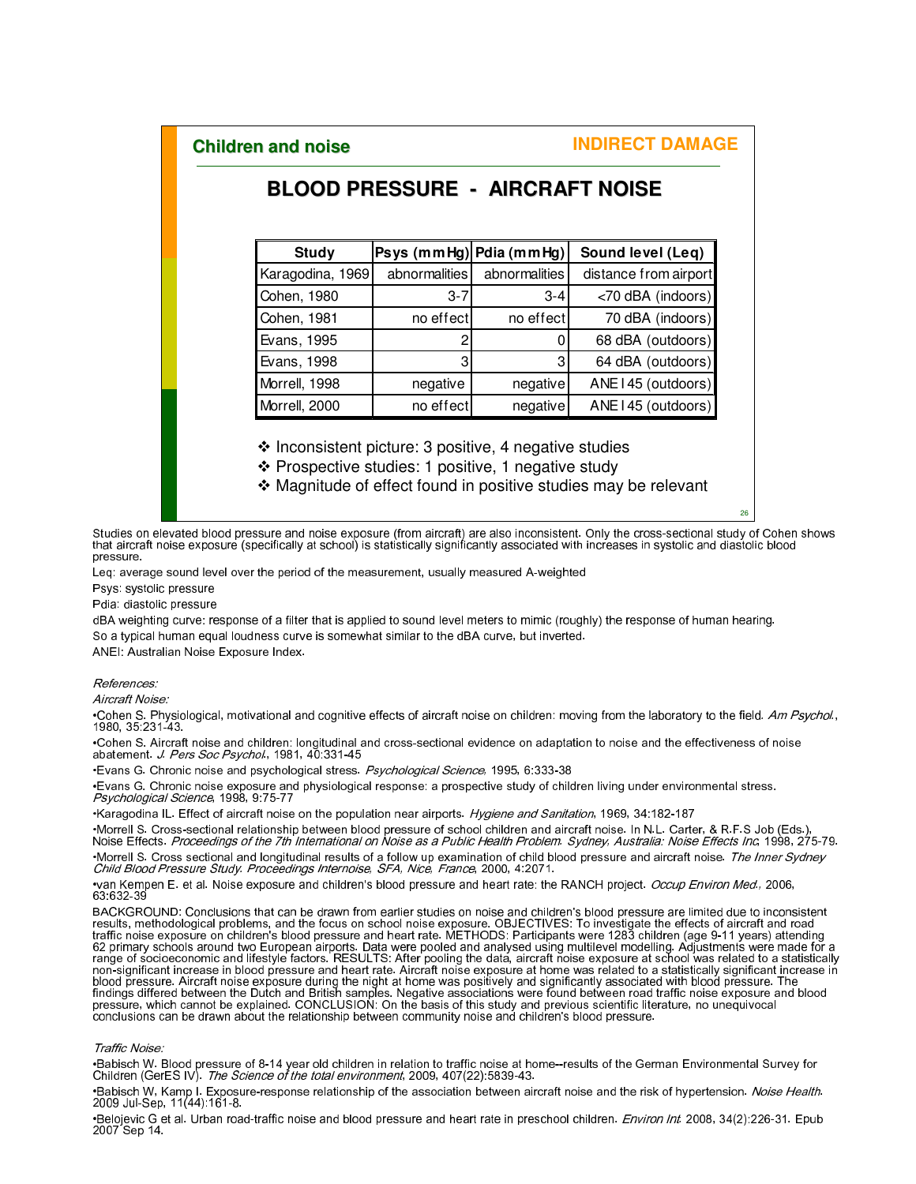**Children and noise** **INDIRECT DAMAGE**

## BLOOD PRESSURE - AIRCRAFT NOISE

| Study | Psys (mmHg) | Pdia (mmHg) | Sound level (Leq) |
|---|---|---|---|
| Karagodina, 1969 | abnormalities | abnormalities | distance from airport |
| Cohen, 1980 | 3-7 | 3-4 | <70 dBA (indoors) |
| Cohen, 1981 | no effect | no effect | 70 dBA (indoors) |
| Evans, 1995 | 2 | 0 | 68 dBA (outdoors) |
| Evans, 1998 | 3 | 3 | 64 dBA (outdoors) |
| Morrell, 1998 | negative | negative | ANEI 45 (outdoors) |
| Morrell, 2000 | no effect | negative | ANEI 45 (outdoors) |

- Inconsistent picture: 3 positive, 4 negative studies
- Prospective studies: 1 positive, 1 negative study
- Magnitude of effect found in positive studies may be relevant

Studies on elevated blood pressure and noise exposure (from aircraft) are also inconsistent. Only the cross-sectional study of Cohen shows that aircraft noise exposure (specifically at school) is statistically significantly associated with increases in systolic and diastolic blood pressure.

Leq: average sound level over the period of the measurement, usually measured A-weighted

Psys: systolic pressure

Pdia: diastolic pressure

dBA weighting curve: response of a filter that is applied to sound level meters to mimic (roughly) the response of human hearing.

So a typical human equal loudness curve is somewhat similar to the dBA curve, but inverted.

ANEI: Australian Noise Exposure Index.

*References:*

*Aircraft Noise:*

•Cohen S. Physiological, motivational and cognitive effects of aircraft noise on children: moving from the laboratory to the field. *Am Psychol.*, 1980, 35:231-43.

•Cohen S. Aircraft noise and children: longitudinal and cross-sectional evidence on adaptation to noise and the effectiveness of noise abatement. *J. Pers Soc Psychol.*, 1981, 40:331-45

•Evans G. Chronic noise and psychological stress. *Psychological Science*, 1995, 6:333-38

•Evans G. Chronic noise exposure and physiological response: a prospective study of children living under environmental stress. *Psychological Science*, 1998, 9:75-77

•Karagodina IL. Effect of aircraft noise on the population near airports. *Hygiene and Sanitation*, 1969, 34:182-187

•Morrell S. Cross-sectional relationship between blood pressure of school children and aircraft noise. In N.L. Carter, & R.F.S Job (Eds.), Noise Effects. *Proceedings of the 7th International on Noise as a Public Health Problem. Sydney, Australia: Noise Effects Inc*, 1998, 275-79.

•Morrell S. Cross sectional and longitudinal results of a follow up examination of child blood pressure and aircraft noise. *The Inner Sydney Child Blood Pressure Study. Proceedings Internoise, SFA, Nice, France*, 2000, 4:2071.

•van Kempen E. et al. Noise exposure and children's blood pressure and heart rate: the RANCH project. *Occup Environ Med.*, 2006, 63:632-39

BACKGROUND: Conclusions that can be drawn from earlier studies on noise and children's blood pressure are limited due to inconsistent results, methodological problems, and the focus on school noise exposure. OBJECTIVES: To investigate the effects of aircraft and road traffic noise exposure on children's blood pressure and heart rate. METHODS: Participants were 1283 children (age 9-11 years) attending 62 primary schools around two European airports. Data were pooled and analysed using multilevel modelling. Adjustments were made for a range of socioeconomic and lifestyle factors. RESULTS: After pooling the data, aircraft noise exposure at school was related to a statistically non-significant increase in blood pressure and heart rate. Aircraft noise exposure at home was related to a statistically significant increase in blood pressure. Aircraft noise exposure during the night at home was positively and significantly associated with blood pressure. The findings differed between the Dutch and British samples. Negative associations were found between road traffic noise exposure and blood pressure, which cannot be explained. CONCLUSION: On the basis of this study and previous scientific literature, no unequivocal conclusions can be drawn about the relationship between community noise and children's blood pressure.

*Traffic Noise:*

•Babisch W. Blood pressure of 8-14 year old children in relation to traffic noise at home--results of the German Environmental Survey for Children (GerES IV). *The Science of the total environment*, 2009, 407(22):5839-43.

•Babisch W, Kamp I. Exposure-response relationship of the association between aircraft noise and the risk of hypertension. *Noise Health*. 2009 Jul-Sep, 11(44):161-8.

•Belojevic G et al. Urban road-traffic noise and blood pressure and heart rate in preschool children. *Environ Int.* 2008, 34(2):226-31. Epub 2007 Sep 14.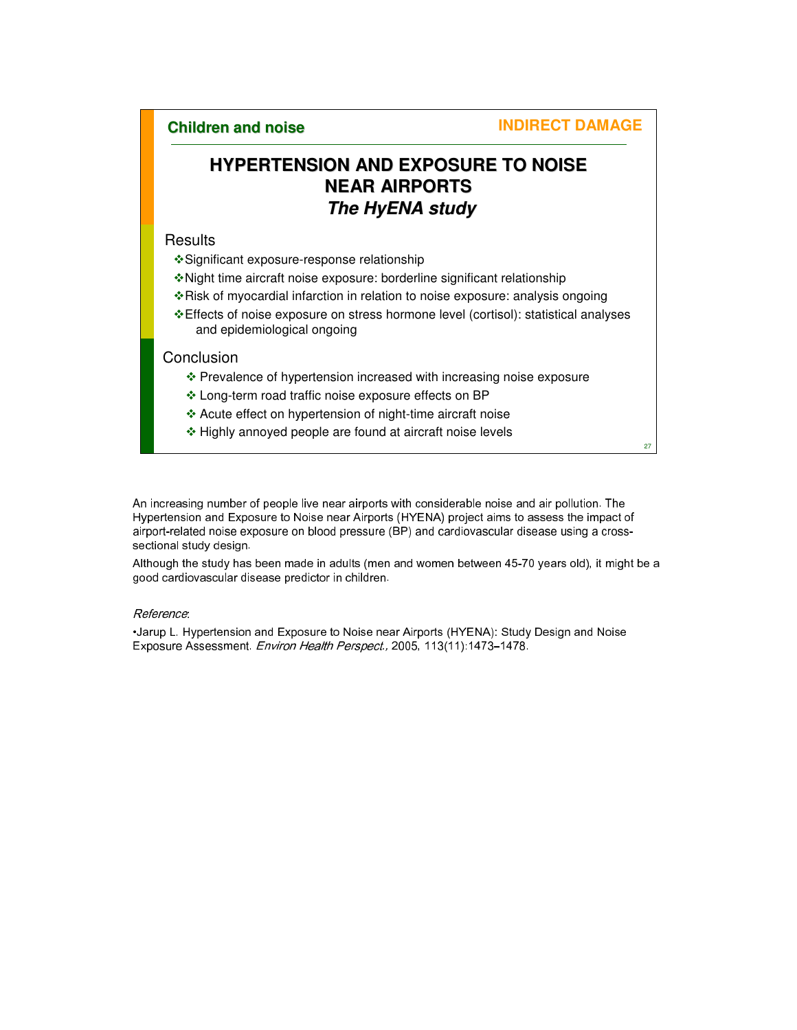**Children and noise** **INDIRECT DAMAGE**

## HYPERTENSION AND EXPOSURE TO NOISE NEAR AIRPORTS
### *The HyENA study*

Results

- Significant exposure-response relationship
- Night time aircraft noise exposure: borderline significant relationship
- Risk of myocardial infarction in relation to noise exposure: analysis ongoing
- Effects of noise exposure on stress hormone level (cortisol): statistical analyses and epidemiological ongoing

Conclusion

- Prevalence of hypertension increased with increasing noise exposure
- Long-term road traffic noise exposure effects on BP
- Acute effect on hypertension of night-time aircraft noise
- Highly annoyed people are found at aircraft noise levels

An increasing number of people live near airports with considerable noise and air pollution. The Hypertension and Exposure to Noise near Airports (HYENA) project aims to assess the impact of airport-related noise exposure on blood pressure (BP) and cardiovascular disease using a cross-sectional study design.

Although the study has been made in adults (men and women between 45-70 years old), it might be a good cardiovascular disease predictor in children.

*Reference*:

•Jarup L. Hypertension and Exposure to Noise near Airports (HYENA): Study Design and Noise Exposure Assessment. *Environ Health Perspect.*, 2005, 113(11):1473–1478.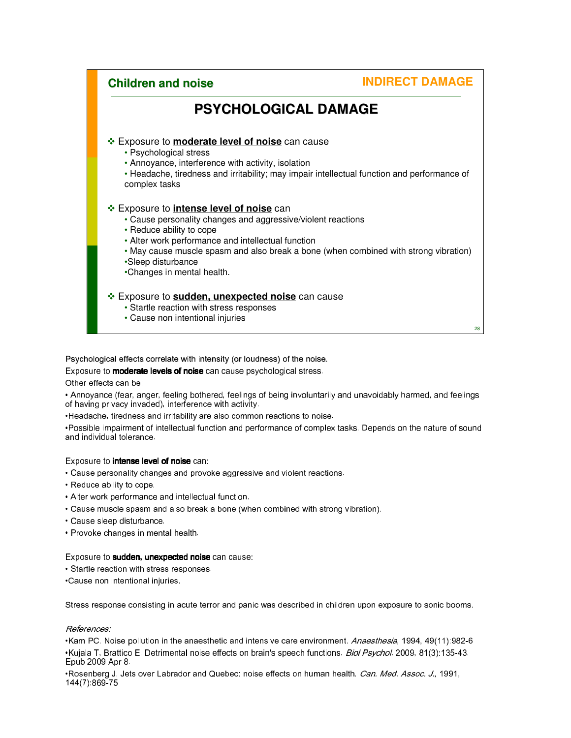**Children and noise** **INDIRECT DAMAGE**

## PSYCHOLOGICAL DAMAGE

- Exposure to **moderate level of noise** can cause
  - Psychological stress
  - Annoyance, interference with activity, isolation
  - Headache, tiredness and irritability; may impair intellectual function and performance of complex tasks

- Exposure to **intense level of noise** can
  - Cause personality changes and aggressive/violent reactions
  - Reduce ability to cope
  - Alter work performance and intellectual function
  - May cause muscle spasm and also break a bone (when combined with strong vibration)
  - Sleep disturbance
  - Changes in mental health.

- Exposure to **sudden, unexpected noise** can cause
  - Startle reaction with stress responses
  - Cause non intentional injuries

Psychological effects correlate with intensity (or loudness) of the noise.

Exposure to **moderate levels of noise** can cause psychological stress.

Other effects can be:

- Annoyance (fear, anger, feeling bothered, feelings of being involuntarily and unavoidably harmed, and feelings of having privacy invaded), interference with activity.
- Headache, tiredness and irritability are also common reactions to noise.
- Possible impairment of intellectual function and performance of complex tasks. Depends on the nature of sound and individual tolerance.

Exposure to **intense level of noise** can:

- Cause personality changes and provoke aggressive and violent reactions.
- Reduce ability to cope.
- Alter work performance and intellectual function.
- Cause muscle spasm and also break a bone (when combined with strong vibration).
- Cause sleep disturbance.
- Provoke changes in mental health.

Exposure to **sudden, unexpected noise** can cause:

- Startle reaction with stress responses.
- Cause non intentional injuries.

Stress response consisting in acute terror and panic was described in children upon exposure to sonic booms.

*References:*

- Kam PC. Noise pollution in the anaesthetic and intensive care environment. *Anaesthesia*, 1994, 49(11):982-6
- Kujala T, Brattico E. Detrimental noise effects on brain's speech functions. *Biol Psychol.* 2009, 81(3):135-43. Epub 2009 Apr 8.
- Rosenberg J. Jets over Labrador and Quebec: noise effects on human health. *Can. Med. Assoc. J.*, 1991, 144(7):869-75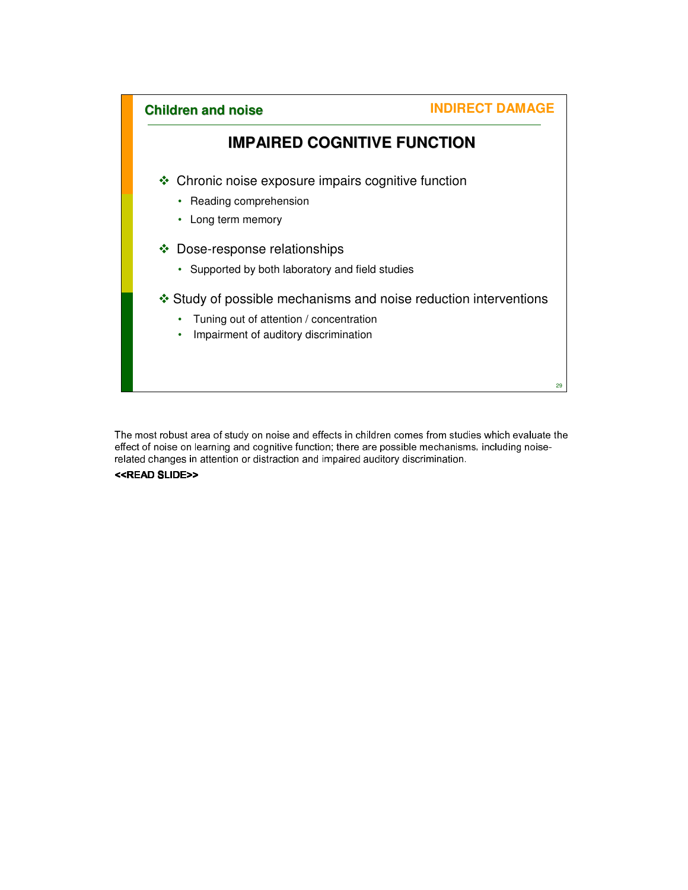**Children and noise** — **INDIRECT DAMAGE**

## IMPAIRED COGNITIVE FUNCTION

- Chronic noise exposure impairs cognitive function
  - Reading comprehension
  - Long term memory
- Dose-response relationships
  - Supported by both laboratory and field studies
- Study of possible mechanisms and noise reduction interventions
  - Tuning out of attention / concentration
  - Impairment of auditory discrimination

The most robust area of study on noise and effects in children comes from studies which evaluate the effect of noise on learning and cognitive function; there are possible mechanisms, including noise-related changes in attention or distraction and impaired auditory discrimination.

**<<READ SLIDE>>**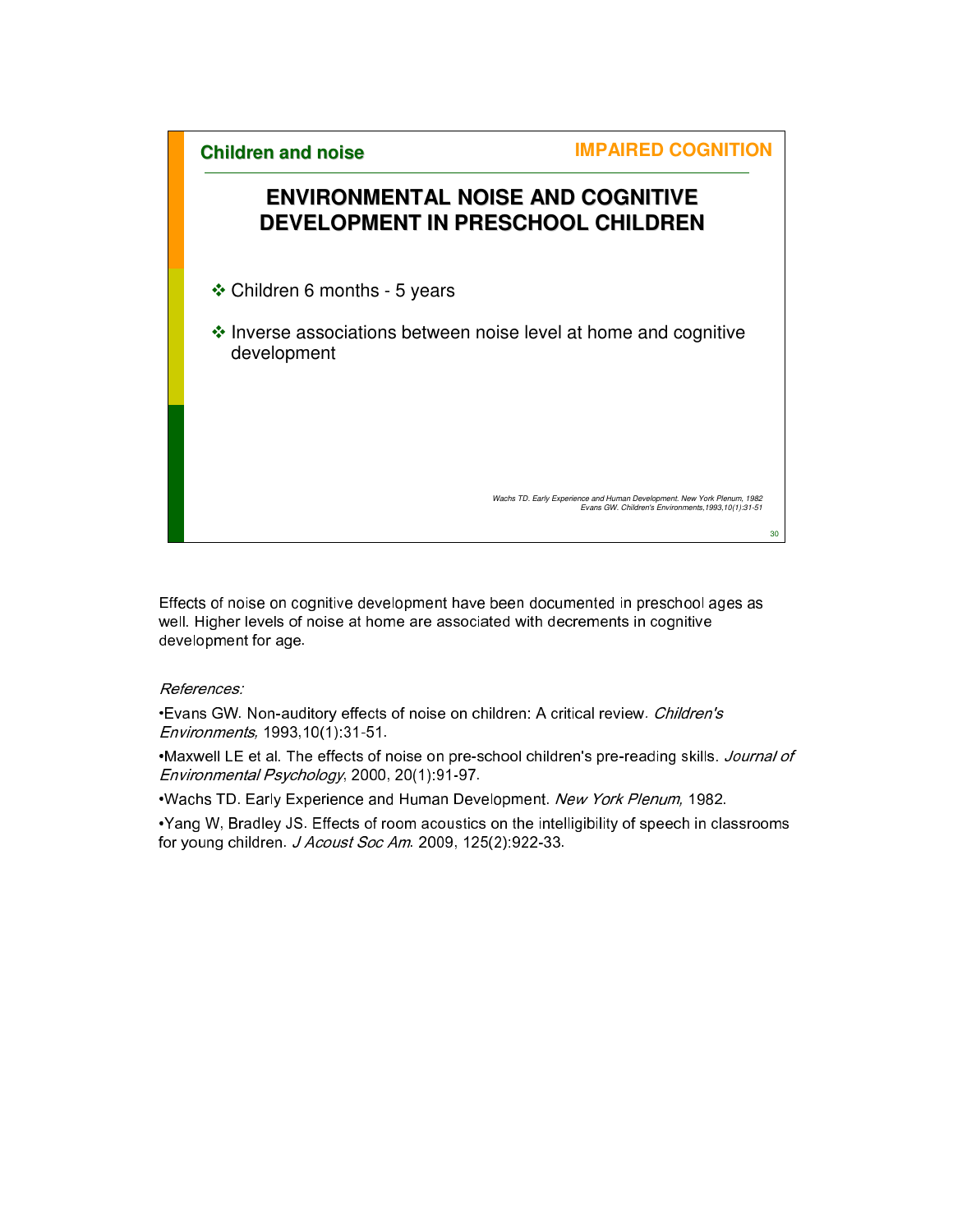**Children and noise** **IMPAIRED COGNITION**

## ENVIRONMENTAL NOISE AND COGNITIVE DEVELOPMENT IN PRESCHOOL CHILDREN

- Children 6 months - 5 years
- Inverse associations between noise level at home and cognitive development

*Wachs TD. Early Experience and Human Development. New York Plenum, 1982*
*Evans GW. Children's Environments,1993,10(1):31-51*

Effects of noise on cognitive development have been documented in preschool ages as well. Higher levels of noise at home are associated with decrements in cognitive development for age.

*References:*

•Evans GW. Non-auditory effects of noise on children: A critical review. *Children's Environments,* 1993,10(1):31-51.

•Maxwell LE et al. The effects of noise on pre-school children's pre-reading skills. *Journal of Environmental Psychology*, 2000, 20(1):91-97.

•Wachs TD. Early Experience and Human Development. *New York Plenum,* 1982.

•Yang W, Bradley JS. Effects of room acoustics on the intelligibility of speech in classrooms for young children. *J Acoust Soc Am*. 2009, 125(2):922-33.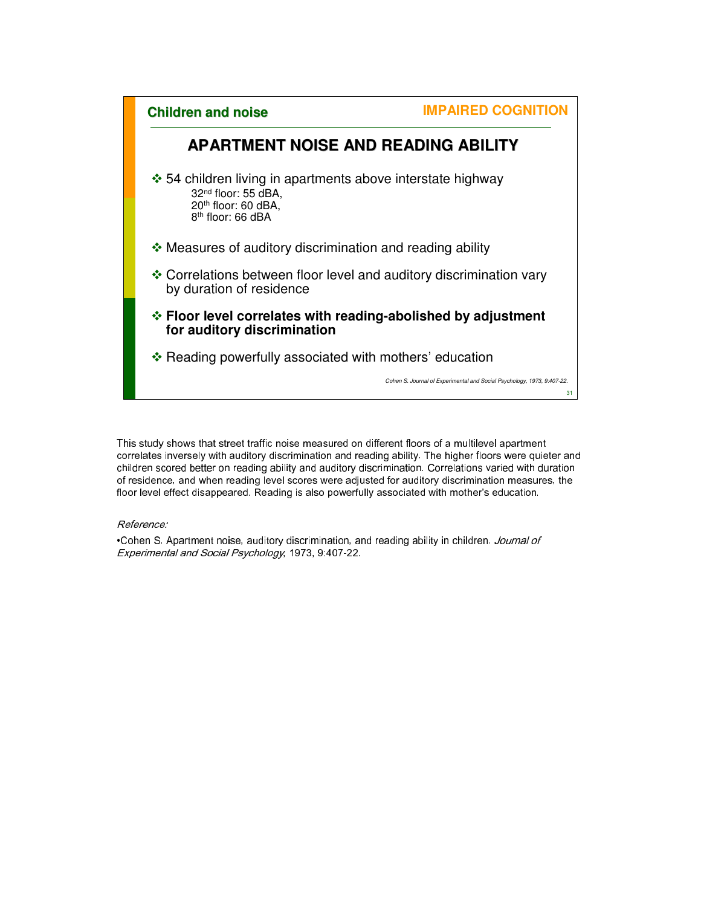**Children and noise** **IMPAIRED COGNITION**

## APARTMENT NOISE AND READING ABILITY

- 54 children living in apartments above interstate highway
  - 32nd floor: 55 dBA,
  - 20th floor: 60 dBA,
  - 8th floor: 66 dBA
- Measures of auditory discrimination and reading ability
- Correlations between floor level and auditory discrimination vary by duration of residence
- **Floor level correlates with reading-abolished by adjustment for auditory discrimination**
- Reading powerfully associated with mothers' education

*Cohen S. Journal of Experimental and Social Psychology, 1973, 9:407-22.*

This study shows that street traffic noise measured on different floors of a multilevel apartment correlates inversely with auditory discrimination and reading ability. The higher floors were quieter and children scored better on reading ability and auditory discrimination. Correlations varied with duration of residence, and when reading level scores were adjusted for auditory discrimination measures, the floor level effect disappeared. Reading is also powerfully associated with mother's education.

*Reference:*

•Cohen S. Apartment noise, auditory discrimination, and reading ability in children. *Journal of Experimental and Social Psychology*, 1973, 9:407-22.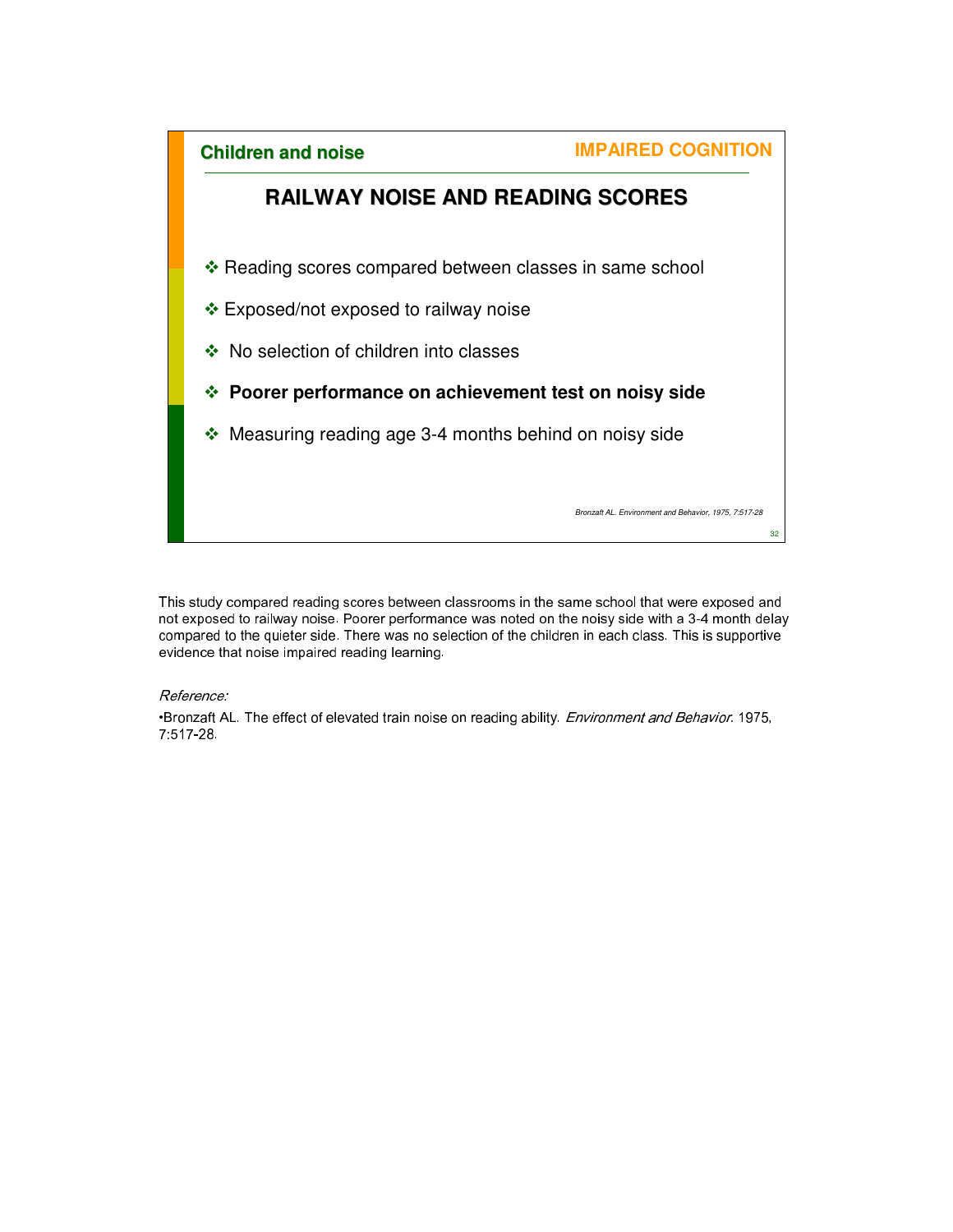**Children and noise** — **IMPAIRED COGNITION**

## RAILWAY NOISE AND READING SCORES

- Reading scores compared between classes in same school
- Exposed/not exposed to railway noise
- No selection of children into classes
- **Poorer performance on achievement test on noisy side**
- Measuring reading age 3-4 months behind on noisy side

*Bronzaft AL. Environment and Behavior, 1975, 7:517-28*

This study compared reading scores between classrooms in the same school that were exposed and not exposed to railway noise. Poorer performance was noted on the noisy side with a 3-4 month delay compared to the quieter side. There was no selection of the children in each class. This is supportive evidence that noise impaired reading learning.

*Reference:*

•Bronzaft AL. The effect of elevated train noise on reading ability. *Environment and Behavior.* 1975, 7:517-28.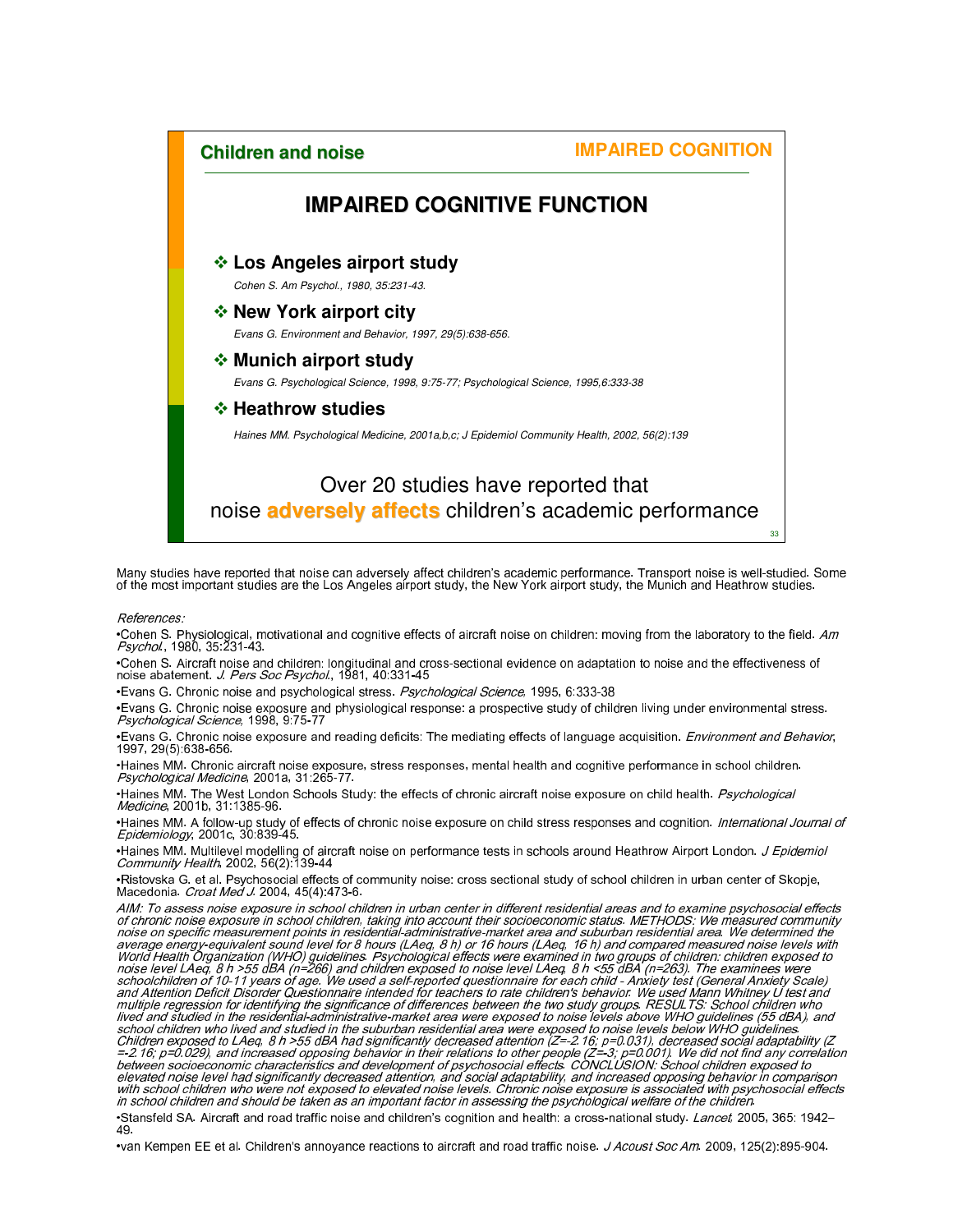**Children and noise** **IMPAIRED COGNITION**

## IMPAIRED COGNITIVE FUNCTION

- **Los Angeles airport study**
  *Cohen S. Am Psychol., 1980, 35:231-43.*
- **New York airport city**
  *Evans G. Environment and Behavior, 1997, 29(5):638-656.*
- **Munich airport study**
  *Evans G. Psychological Science, 1998, 9:75-77; Psychological Science, 1995,6:333-38*
- **Heathrow studies**
  *Haines MM. Psychological Medicine, 2001a,b,c; J Epidemiol Community Health, 2002, 56(2):139*

Over 20 studies have reported that noise **adversely affects** children's academic performance

Many studies have reported that noise can adversely affect children's academic performance. Transport noise is well-studied. Some of the most important studies are the Los Angeles airport study, the New York airport study, the Munich and Heathrow studies.

*References:*

- Cohen S. Physiological, motivational and cognitive effects of aircraft noise on children: moving from the laboratory to the field. *Am Psychol.*, 1980, 35:231-43.
- Cohen S. Aircraft noise and children: longitudinal and cross-sectional evidence on adaptation to noise and the effectiveness of noise abatement. *J. Pers Soc Psychol.*, 1981, 40:331-45
- Evans G. Chronic noise and psychological stress. *Psychological Science*, 1995, 6:333-38
- Evans G. Chronic noise exposure and physiological response: a prospective study of children living under environmental stress. *Psychological Science*, 1998, 9:75-77
- Evans G. Chronic noise exposure and reading deficits: The mediating effects of language acquisition. *Environment and Behavior*, 1997, 29(5):638-656.
- Haines MM. Chronic aircraft noise exposure, stress responses, mental health and cognitive performance in school children. *Psychological Medicine*, 2001a, 31:265-77.
- Haines MM. The West London Schools Study: the effects of chronic aircraft noise exposure on child health. *Psychological Medicine*, 2001b, 31:1385-96.
- Haines MM. A follow-up study of effects of chronic noise exposure on child stress responses and cognition. *International Journal of Epidemiology*, 2001c, 30:839-45.
- Haines MM. Multilevel modelling of aircraft noise on performance tests in schools around Heathrow Airport London. *J Epidemiol Community Health*, 2002, 56(2):139-44
- Ristovska G. et al. Psychosocial effects of community noise: cross sectional study of school children in urban center of Skopje, Macedonia. *Croat Med J.* 2004, 45(4):473-6.

*AIM: To assess noise exposure in school children in urban center in different residential areas and to examine psychosocial effects of chronic noise exposure in school children, taking into account their socioeconomic status. METHODS: We measured community noise on specific measurement points in residential-administrative-market area and suburban residential area. We determined the average energy-equivalent sound level for 8 hours (LAeq, 8 h) or 16 hours (LAeq, 16 h) and compared measured noise levels with World Health Organization (WHO) guidelines. Psychological effects were examined in two groups of children: children exposed to noise level LAeq, 8 h >55 dBA (n=266) and children exposed to noise level LAeq, 8 h <55 dBA (n=263). The examinees were schoolchildren of 10-11 years of age. We used a self-reported questionnaire for each child - Anxiety test (General Anxiety Scale) and Attention Deficit Disorder Questionnaire intended for teachers to rate children's behavior. We used Mann Whitney U test and multiple regression for identifying the significance of differences between the two study groups. RESULTS: School children who lived and studied in the residential-administrative-market area were exposed to noise levels above WHO guidelines (55 dBA), and school children who lived and studied in the suburban residential area were exposed to noise levels below WHO guidelines. Children exposed to LAeq, 8 h >55 dBA had significantly decreased attention (Z=-2.16; p=0.031), decreased social adaptability (Z =-2.16; p=0.029), and increased opposing behavior in their relations to other people (Z=-3; p=0.001). We did not find any correlation between socioeconomic characteristics and development of psychosocial effects. CONCLUSION: School children exposed to elevated noise level had significantly decreased attention, and social adaptability, and increased opposing behavior in comparison with school children who were not exposed to elevated noise levels. Chronic noise exposure is associated with psychosocial effects in school children and should be taken as an important factor in assessing the psychological welfare of the children.*

- Stansfeld SA. Aircraft and road traffic noise and children's cognition and health: a cross-national study. *Lancet*, 2005, 365: 1942–49.
- van Kempen EE et al. Children's annoyance reactions to aircraft and road traffic noise. *J Acoust Soc Am.* 2009, 125(2):895-904.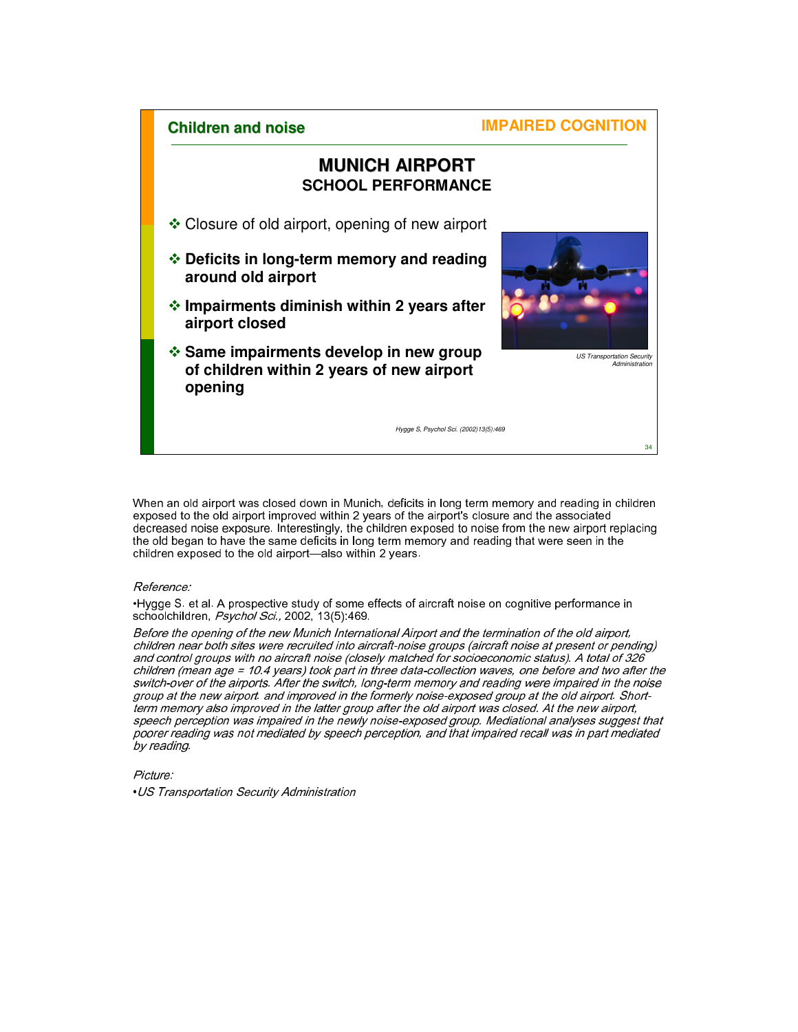**Children and noise** — **IMPAIRED COGNITION**

## MUNICH AIRPORT
### SCHOOL PERFORMANCE

- Closure of old airport, opening of new airport
- **Deficits in long-term memory and reading around old airport**
- **Impairments diminish within 2 years after airport closed**
- **Same impairments develop in new group of children within 2 years of new airport opening**

*US Transportation Security Administration*

*Hygge S, Psychol Sci. (2002)13(5):469*

When an old airport was closed down in Munich, deficits in long term memory and reading in children exposed to the old airport improved within 2 years of the airport's closure and the associated decreased noise exposure. Interestingly, the children exposed to noise from the new airport replacing the old began to have the same deficits in long term memory and reading that were seen in the children exposed to the old airport—also within 2 years.

*Reference:*

- Hygge S. et al. A prospective study of some effects of aircraft noise on cognitive performance in schoolchildren, *Psychol Sci.,* 2002, 13(5):469.

*Before the opening of the new Munich International Airport and the termination of the old airport, children near both sites were recruited into aircraft-noise groups (aircraft noise at present or pending) and control groups with no aircraft noise (closely matched for socioeconomic status). A total of 326 children (mean age = 10.4 years) took part in three data-collection waves, one before and two after the switch-over of the airports. After the switch, long-term memory and reading were impaired in the noise group at the new airport. and improved in the formerly noise-exposed group at the old airport. Short-term memory also improved in the latter group after the old airport was closed. At the new airport, speech perception was impaired in the newly noise-exposed group. Mediational analyses suggest that poorer reading was not mediated by speech perception, and that impaired recall was in part mediated by reading.*

*Picture:*

- *US Transportation Security Administration*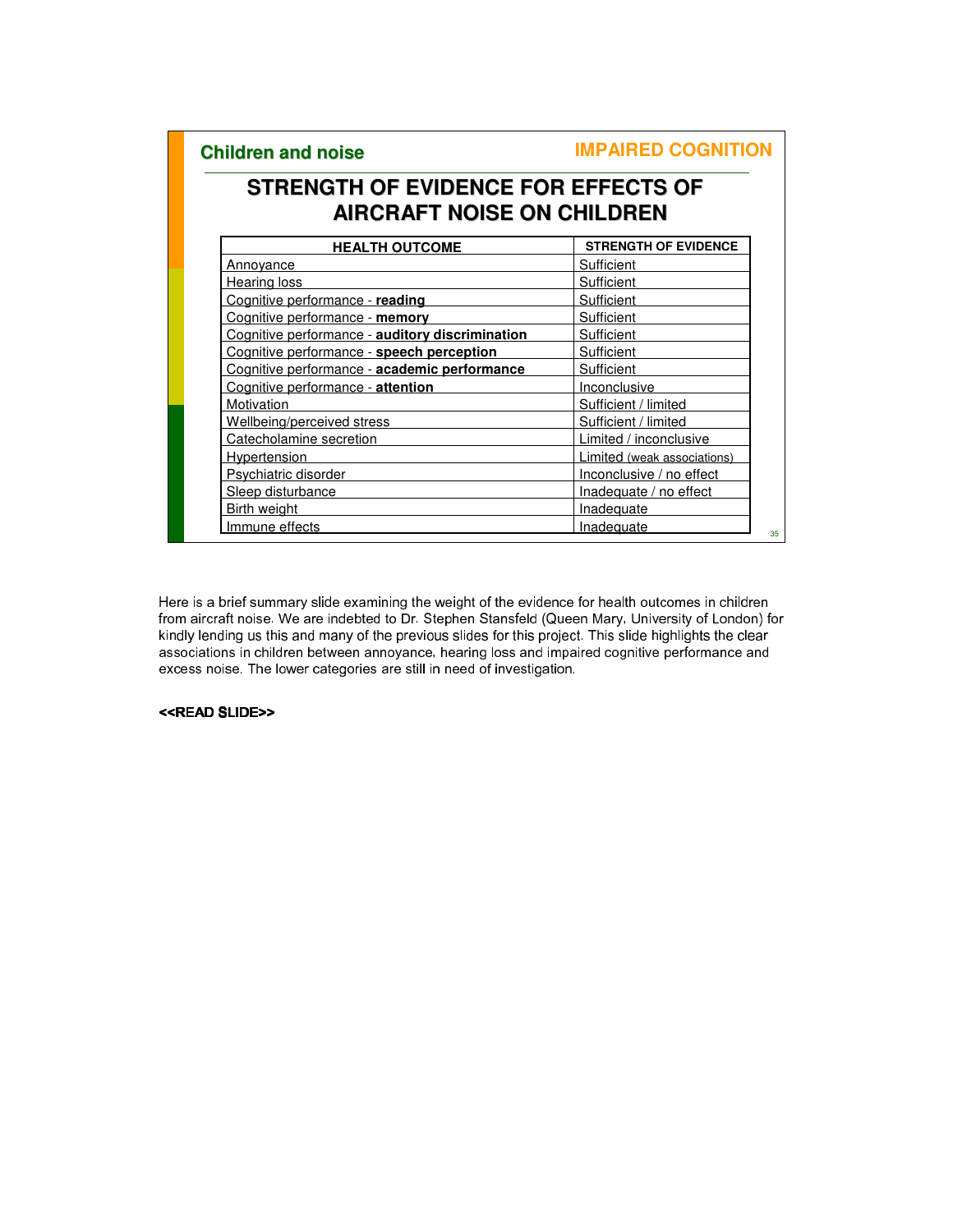**Children and noise** — **IMPAIRED COGNITION**

## STRENGTH OF EVIDENCE FOR EFFECTS OF AIRCRAFT NOISE ON CHILDREN

| HEALTH OUTCOME | STRENGTH OF EVIDENCE |
|---|---|
| Annoyance | Sufficient |
| Hearing loss | Sufficient |
| Cognitive performance - **reading** | Sufficient |
| Cognitive performance - **memory** | Sufficient |
| Cognitive performance - **auditory discrimination** | Sufficient |
| Cognitive performance - **speech perception** | Sufficient |
| Cognitive performance - **academic performance** | Sufficient |
| Cognitive performance - **attention** | Inconclusive |
| Motivation | Sufficient / limited |
| Wellbeing/perceived stress | Sufficient / limited |
| Catecholamine secretion | Limited / inconclusive |
| Hypertension | Limited (weak associations) |
| Psychiatric disorder | Inconclusive / no effect |
| Sleep disturbance | Inadequate / no effect |
| Birth weight | Inadequate |
| Immune effects | Inadequate |

Here is a brief summary slide examining the weight of the evidence for health outcomes in children from aircraft noise. We are indebted to Dr. Stephen Stansfeld (Queen Mary, University of London) for kindly lending us this and many of the previous slides for this project. This slide highlights the clear associations in children between annoyance, hearing loss and impaired cognitive performance and excess noise. The lower categories are still in need of investigation.

**<<READ SLIDE>>**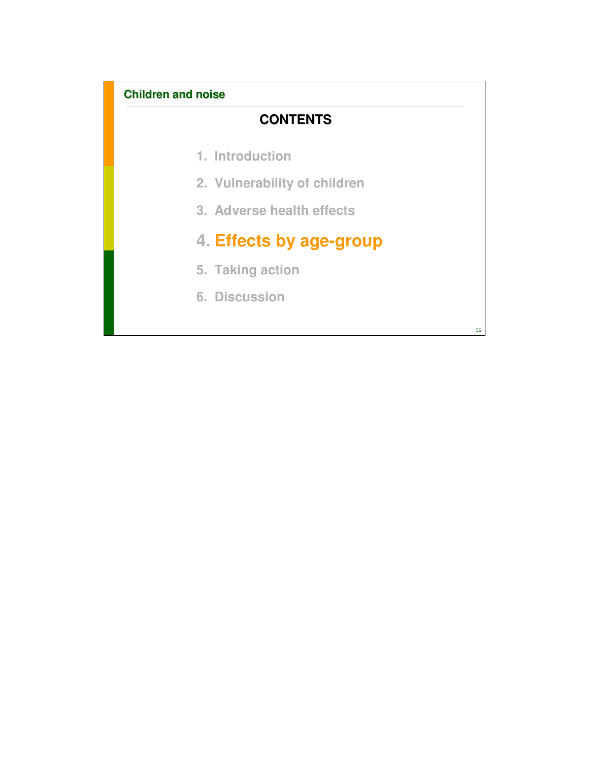## CONTENTS

1. Introduction
2. Vulnerability of children
3. Adverse health effects
4. **Effects by age-group**
5. Taking action
6. Discussion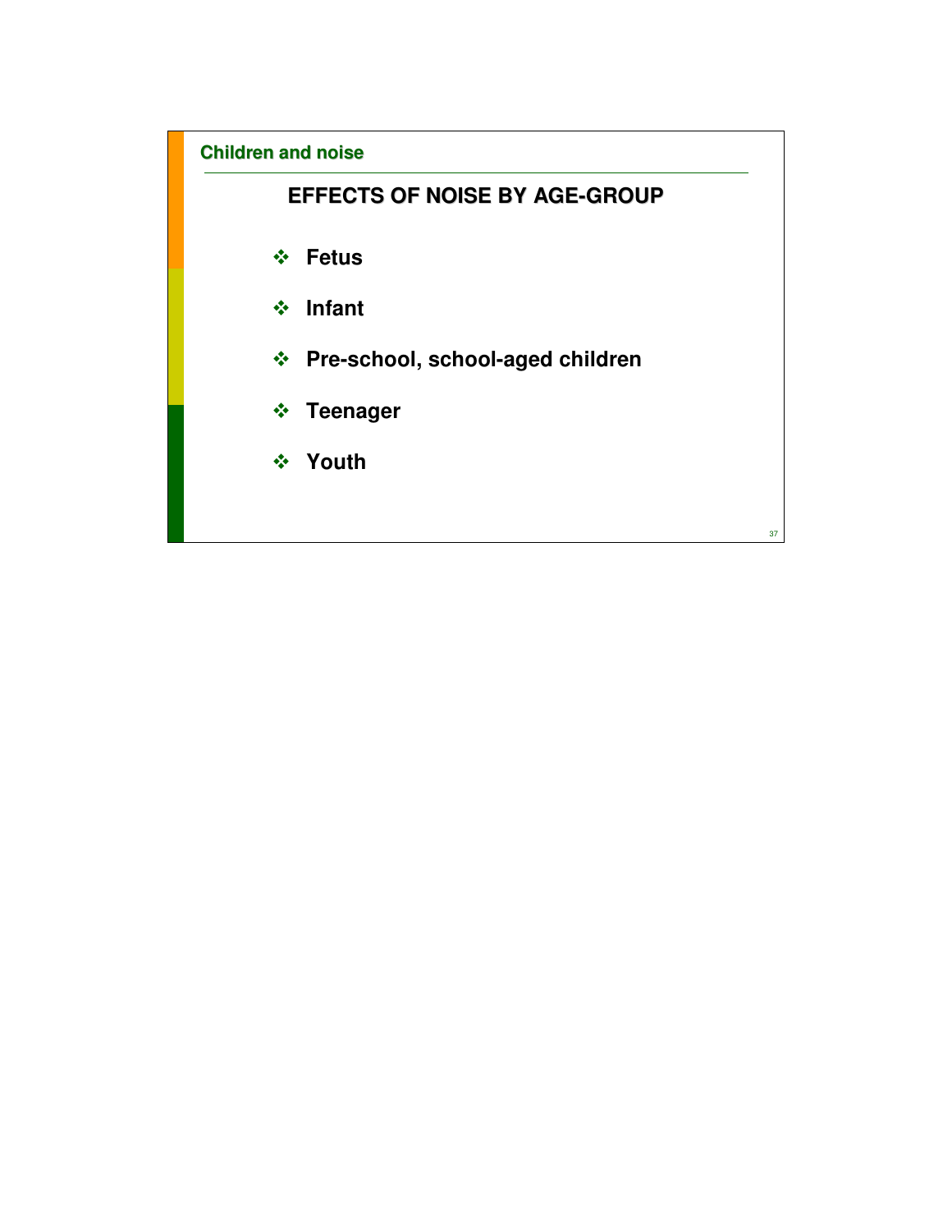## Children and noise

# EFFECTS OF NOISE BY AGE-GROUP

- Fetus
- Infant
- Pre-school, school-aged children
- Teenager
- Youth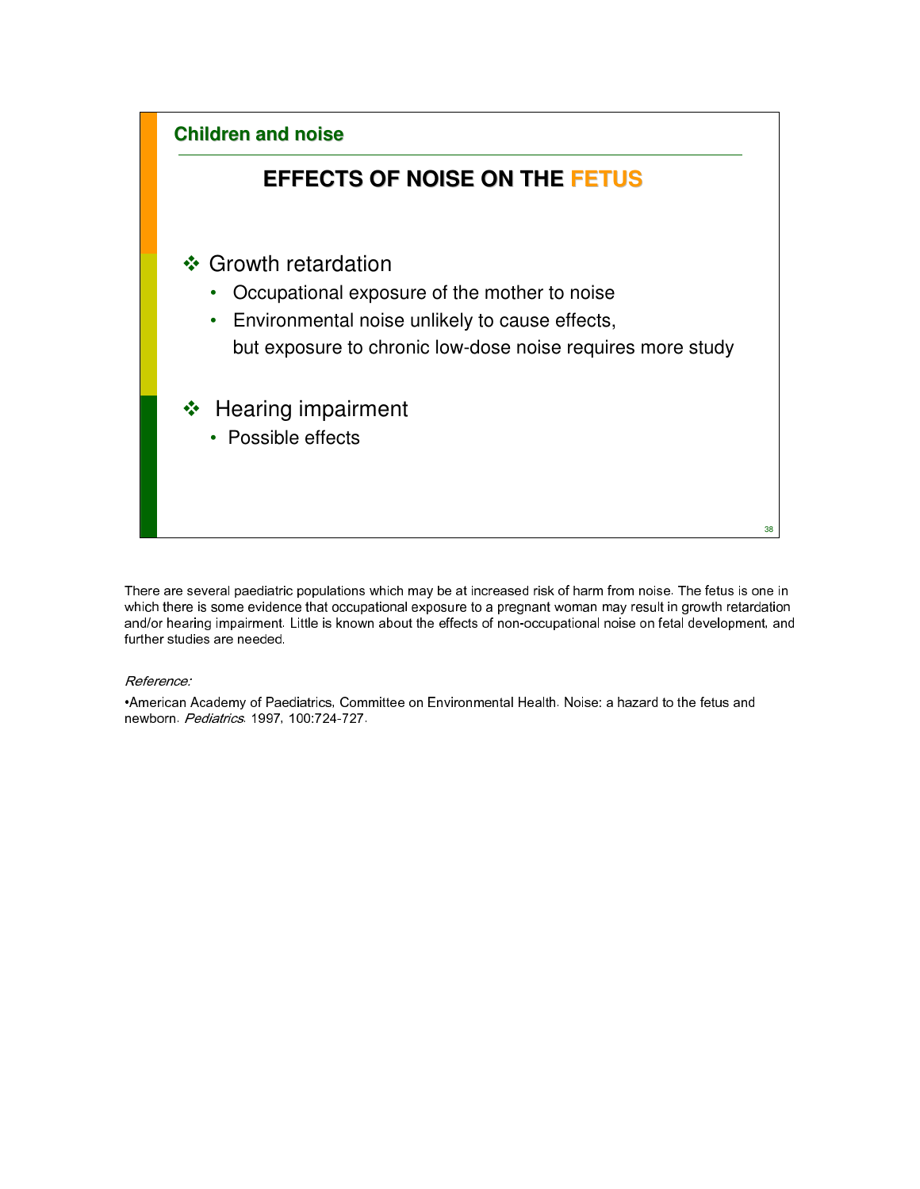**Children and noise**

## EFFECTS OF NOISE ON THE FETUS

- Growth retardation
  - Occupational exposure of the mother to noise
  - Environmental noise unlikely to cause effects, but exposure to chronic low-dose noise requires more study
- Hearing impairment
  - Possible effects

There are several paediatric populations which may be at increased risk of harm from noise. The fetus is one in which there is some evidence that occupational exposure to a pregnant woman may result in growth retardation and/or hearing impairment. Little is known about the effects of non-occupational noise on fetal development, and further studies are needed.

*Reference:*

•American Academy of Paediatrics, Committee on Environmental Health. Noise: a hazard to the fetus and newborn. *Pediatrics*. 1997, 100:724-727.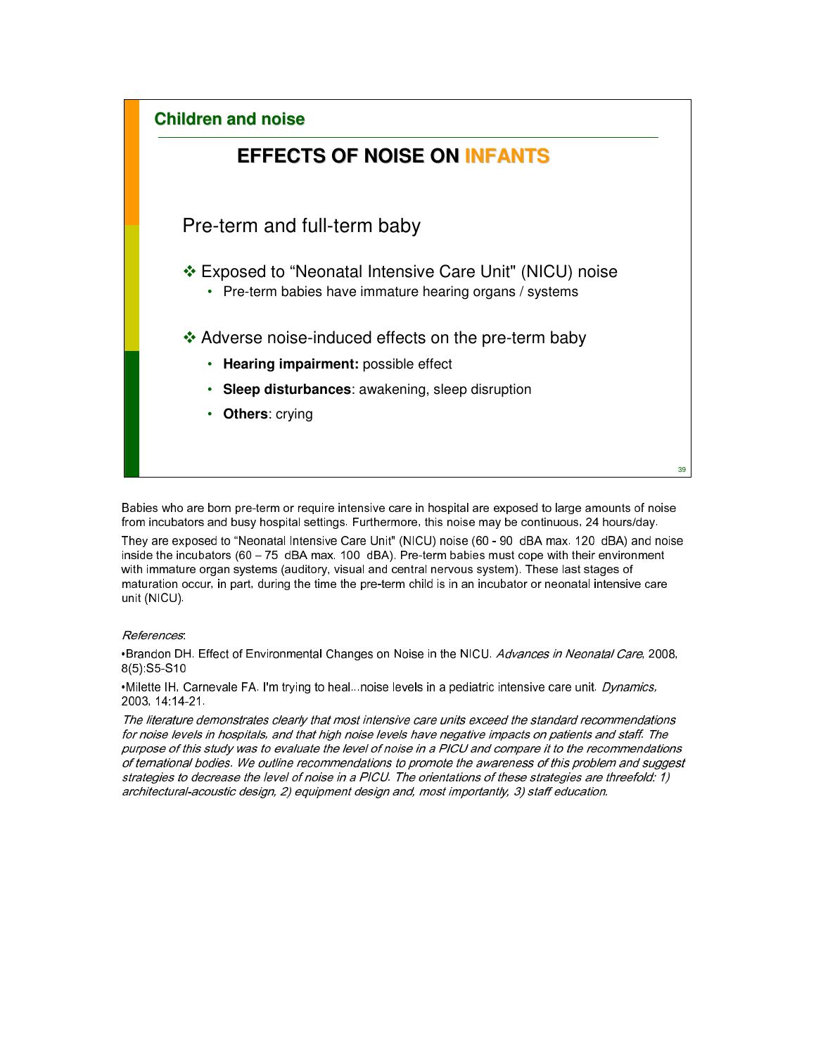## Children and noise

# EFFECTS OF NOISE ON INFANTS

Pre-term and full-term baby

❖ Exposed to "Neonatal Intensive Care Unit" (NICU) noise
- Pre-term babies have immature hearing organs / systems

❖ Adverse noise-induced effects on the pre-term baby
- **Hearing impairment:** possible effect
- **Sleep disturbances**: awakening, sleep disruption
- **Others**: crying

Babies who are born pre-term or require intensive care in hospital are exposed to large amounts of noise from incubators and busy hospital settings. Furthermore, this noise may be continuous, 24 hours/day.

They are exposed to "Neonatal Intensive Care Unit" (NICU) noise (60 - 90 dBA max. 120 dBA) and noise inside the incubators (60 – 75 dBA max. 100 dBA). Pre-term babies must cope with their environment with immature organ systems (auditory, visual and central nervous system). These last stages of maturation occur, in part, during the time the pre-term child is in an incubator or neonatal intensive care unit (NICU).

*References*:

•Brandon DH. Effect of Environmental Changes on Noise in the NICU. *Advances in Neonatal Care*, 2008, 8(5):S5-S10

•Milette IH, Carnevale FA. I'm trying to heal...noise levels in a pediatric intensive care unit. *Dynamics,* 2003, 14:14-21.

*The literature demonstrates clearly that most intensive care units exceed the standard recommendations for noise levels in hospitals, and that high noise levels have negative impacts on patients and staff. The purpose of this study was to evaluate the level of noise in a PICU and compare it to the recommendations of ternational bodies. We outline recommendations to promote the awareness of this problem and suggest strategies to decrease the level of noise in a PICU. The orientations of these strategies are threefold: 1) architectural-acoustic design, 2) equipment design and, most importantly, 3) staff education.*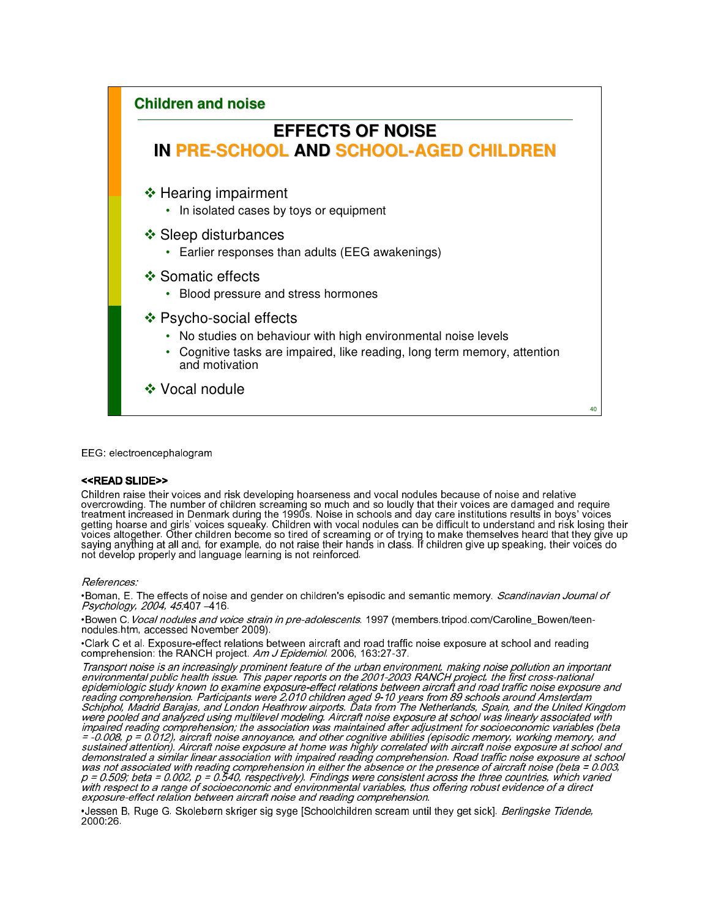## Children and noise

# EFFECTS OF NOISE IN PRE-SCHOOL AND SCHOOL-AGED CHILDREN

- Hearing impairment
  - In isolated cases by toys or equipment
- Sleep disturbances
  - Earlier responses than adults (EEG awakenings)
- Somatic effects
  - Blood pressure and stress hormones
- Psycho-social effects
  - No studies on behaviour with high environmental noise levels
  - Cognitive tasks are impaired, like reading, long term memory, attention and motivation
- Vocal nodule

EEG: electroencephalogram

**<<READ SLIDE>>**

Children raise their voices and risk developing hoarseness and vocal nodules because of noise and relative overcrowding. The number of children screaming so much and so loudly that their voices are damaged and require treatment increased in Denmark during the 1990s. Noise in schools and day care institutions results in boys' voices getting hoarse and girls' voices squeaky. Children with vocal nodules can be difficult to understand and risk losing their voices altogether. Other children become so tired of screaming or of trying to make themselves heard that they give up saying anything at all and, for example, do not raise their hands in class. If children give up speaking, their voices do not develop properly and language learning is not reinforced.

*References:*

- Boman, E. The effects of noise and gender on children's episodic and semantic memory. *Scandinavian Journal of Psychology, 2004, 45*:407 –416.
- Bowen C. *Vocal nodules and voice strain in pre-adolescents*. 1997 (members.tripod.com/Caroline_Bowen/teen-nodules.htm, accessed November 2009).
- Clark C et al. Exposure-effect relations between aircraft and road traffic noise exposure at school and reading comprehension: the RANCH project. *Am J Epidemiol*. 2006, 163:27-37.

*Transport noise is an increasingly prominent feature of the urban environment, making noise pollution an important environmental public health issue. This paper reports on the 2001-2003 RANCH project, the first cross-national epidemiologic study known to examine exposure-effect relations between aircraft and road traffic noise exposure and reading comprehension. Participants were 2,010 children aged 9-10 years from 89 schools around Amsterdam Schiphol, Madrid Barajas, and London Heathrow airports. Data from The Netherlands, Spain, and the United Kingdom were pooled and analyzed using multilevel modeling. Aircraft noise exposure at school was linearly associated with impaired reading comprehension; the association was maintained after adjustment for socioeconomic variables (beta = -0.008, p = 0.012), aircraft noise annoyance, and other cognitive abilities (episodic memory, working memory, and sustained attention). Aircraft noise exposure at home was highly correlated with aircraft noise exposure at school and demonstrated a similar linear association with impaired reading comprehension. Road traffic noise exposure at school was not associated with reading comprehension in either the absence or the presence of aircraft noise (beta = 0.003, p = 0.509; beta = 0.002, p = 0.540, respectively). Findings were consistent across the three countries, which varied with respect to a range of socioeconomic and environmental variables, thus offering robust evidence of a direct exposure-effect relation between aircraft noise and reading comprehension.*

- Jessen B, Ruge G. Skolebørn skriger sig syge [Schoolchildren scream until they get sick]. *Berlingske Tidende*, 2000:26.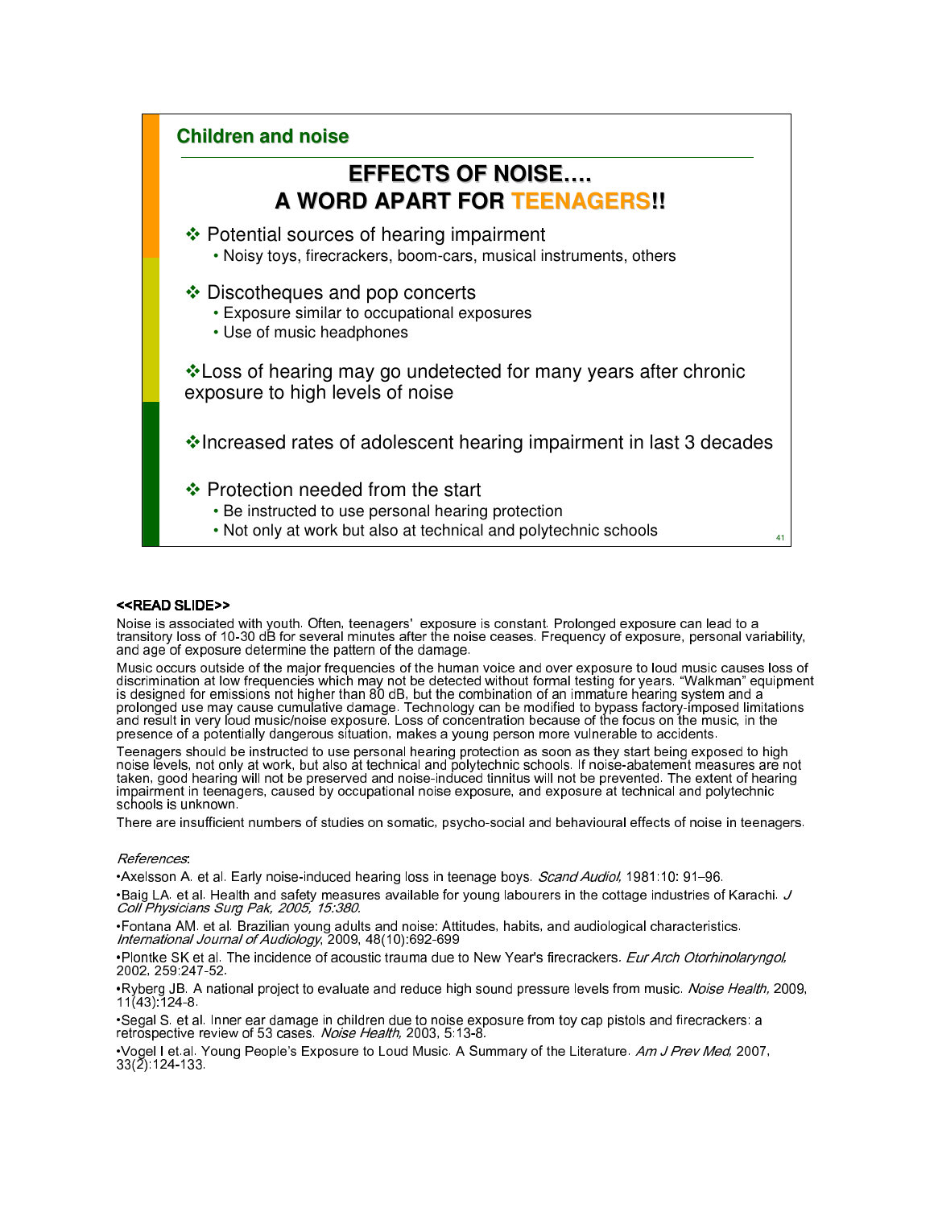**Children and noise**

## EFFECTS OF NOISE…. A WORD APART FOR TEENAGERS!!

- Potential sources of hearing impairment
  - Noisy toys, firecrackers, boom-cars, musical instruments, others
- Discotheques and pop concerts
  - Exposure similar to occupational exposures
  - Use of music headphones
- Loss of hearing may go undetected for many years after chronic exposure to high levels of noise
- Increased rates of adolescent hearing impairment in last 3 decades
- Protection needed from the start
  - Be instructed to use personal hearing protection
  - Not only at work but also at technical and polytechnic schools

**<<READ SLIDE>>**

Noise is associated with youth. Often, teenagers' exposure is constant. Prolonged exposure can lead to a transitory loss of 10-30 dB for several minutes after the noise ceases. Frequency of exposure, personal variability, and age of exposure determine the pattern of the damage.

Music occurs outside of the major frequencies of the human voice and over exposure to loud music causes loss of discrimination at low frequencies which may not be detected without formal testing for years. "Walkman" equipment is designed for emissions not higher than 80 dB, but the combination of an immature hearing system and a prolonged use may cause cumulative damage. Technology can be modified to bypass factory-imposed limitations and result in very loud music/noise exposure. Loss of concentration because of the focus on the music, in the presence of a potentially dangerous situation, makes a young person more vulnerable to accidents.

Teenagers should be instructed to use personal hearing protection as soon as they start being exposed to high noise levels, not only at work, but also at technical and polytechnic schools. If noise-abatement measures are not taken, good hearing will not be preserved and noise-induced tinnitus will not be prevented. The extent of hearing impairment in teenagers, caused by occupational noise exposure, and exposure at technical and polytechnic schools is unknown.

There are insufficient numbers of studies on somatic, psycho-social and behavioural effects of noise in teenagers.

*References*:

- Axelsson A. et al. Early noise-induced hearing loss in teenage boys. *Scand Audiol,* 1981:10: 91–96.
- Baig LA. et al. Health and safety measures available for young labourers in the cottage industries of Karachi. *J Coll Physicians Surg Pak, 2005, 15:380.*
- Fontana AM. et al. Brazilian young adults and noise: Attitudes, habits, and audiological characteristics. *International Journal of Audiology*, 2009, 48(10):692-699
- Plontke SK et al. The incidence of acoustic trauma due to New Year's firecrackers. *Eur Arch Otorhinolaryngol,* 2002, 259:247-52.
- Ryberg JB. A national project to evaluate and reduce high sound pressure levels from music. *Noise Health,* 2009, 11(43):124-8.
- Segal S. et al. Inner ear damage in children due to noise exposure from toy cap pistols and firecrackers: a retrospective review of 53 cases. *Noise Health,* 2003, 5:13-8.
- Vogel I et.al. Young People's Exposure to Loud Music. A Summary of the Literature. *Am J Prev Med,* 2007, 33(2):124-133.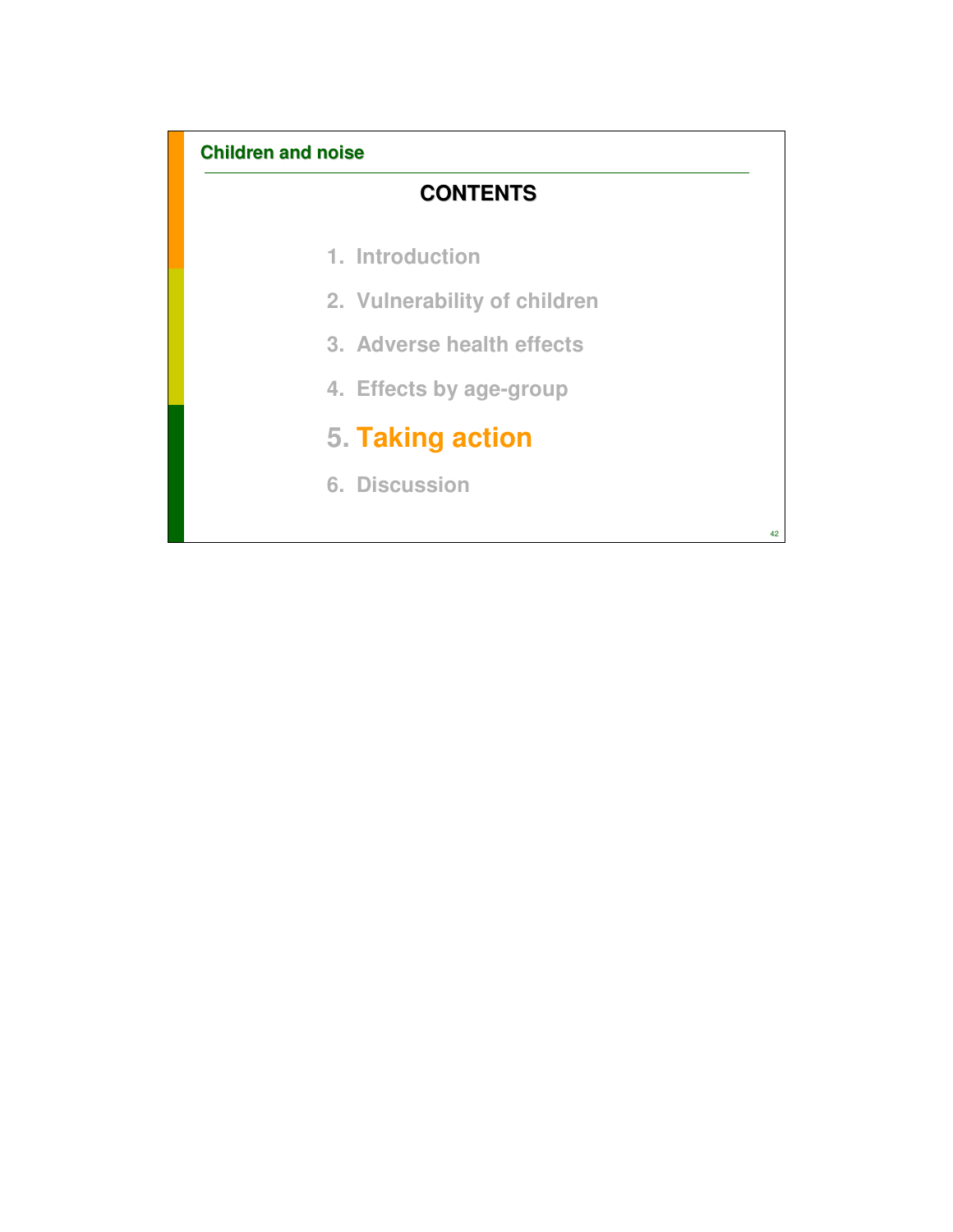## CONTENTS

1. Introduction
2. Vulnerability of children
3. Adverse health effects
4. Effects by age-group
5. **Taking action**
6. Discussion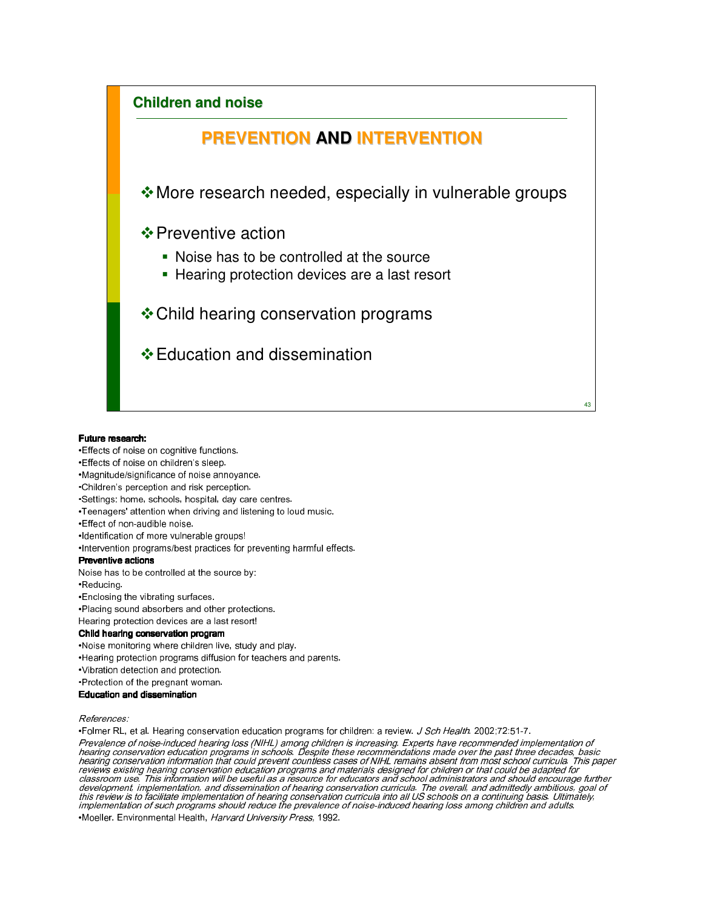## Children and noise

### PREVENTION AND INTERVENTION

- More research needed, especially in vulnerable groups
- Preventive action
  - Noise has to be controlled at the source
  - Hearing protection devices are a last resort
- Child hearing conservation programs
- Education and dissemination

**Future research:**

- Effects of noise on cognitive functions.
- Effects of noise on children's sleep.
- Magnitude/significance of noise annoyance.
- Children's perception and risk perception.
- Settings: home, schools, hospital, day care centres.
- Teenagers' attention when driving and listening to loud music.
- Effect of non-audible noise.
- Identification of more vulnerable groups!
- Intervention programs/best practices for preventing harmful effects.

**Preventive actions**

Noise has to be controlled at the source by:

- Reducing.
- Enclosing the vibrating surfaces.
- Placing sound absorbers and other protections.

Hearing protection devices are a last resort!

**Child hearing conservation program**

- Noise monitoring where children live, study and play.
- Hearing protection programs diffusion for teachers and parents.
- Vibration detection and protection.
- Protection of the pregnant woman.

**Education and dissemination**

*References:*

- Folmer RL, et al. Hearing conservation education programs for children: a review. *J Sch Health*. 2002;72:51-7.

*Prevalence of noise-induced hearing loss (NIHL) among children is increasing. Experts have recommended implementation of hearing conservation education programs in schools. Despite these recommendations made over the past three decades, basic hearing conservation information that could prevent countless cases of NIHL remains absent from most school curricula. This paper reviews existing hearing conservation education programs and materials designed for children or that could be adapted for classroom use. This information will be useful as a resource for educators and school administrators and should encourage further development, implementation, and dissemination of hearing conservation curricula. The overall, and admittedly ambitious, goal of this review is to facilitate implementation of hearing conservation curricula into all US schools on a continuing basis. Ultimately, implementation of such programs should reduce the prevalence of noise-induced hearing loss among children and adults.*

- Moeller. Environmental Health, *Harvard University Press*, 1992.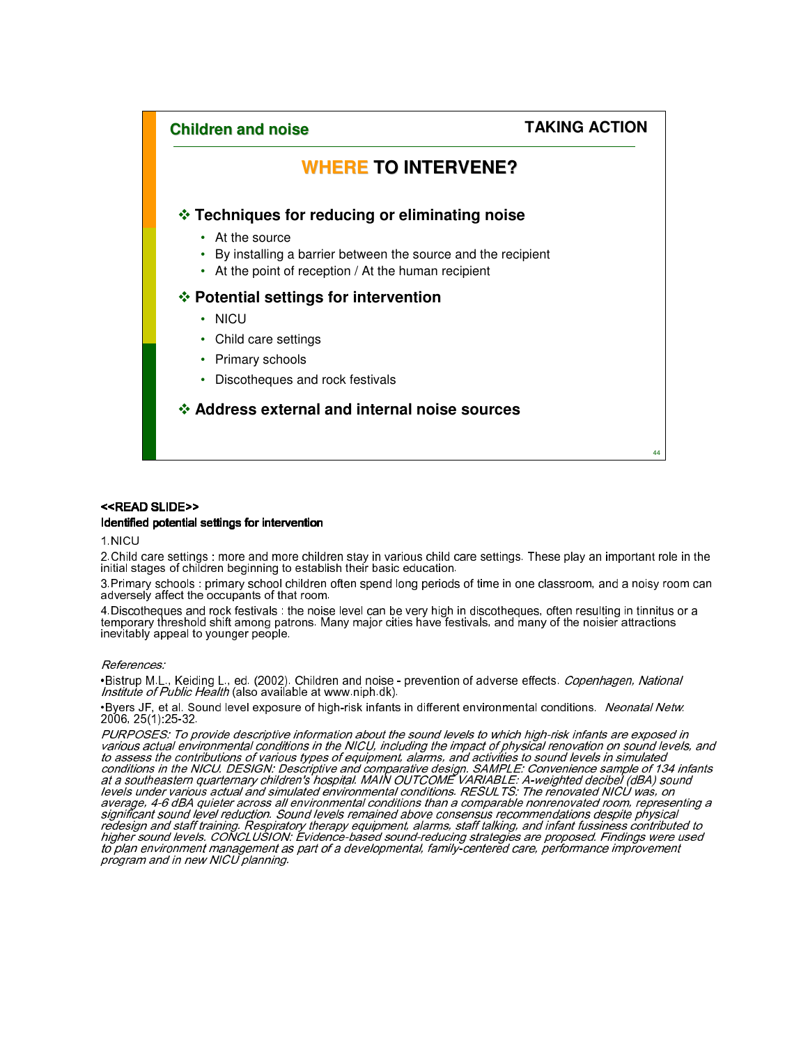**Children and noise** — **TAKING ACTION**

## WHERE TO INTERVENE?

### ❖ Techniques for reducing or eliminating noise

- At the source
- By installing a barrier between the source and the recipient
- At the point of reception / At the human recipient

### ❖ Potential settings for intervention

- NICU
- Child care settings
- Primary schools
- Discotheques and rock festivals

### ❖ Address external and internal noise sources

**<<READ SLIDE>>**

**Identified potential settings for intervention**

1. NICU
2. Child care settings : more and more children stay in various child care settings. These play an important role in the initial stages of children beginning to establish their basic education.
3. Primary schools : primary school children often spend long periods of time in one classroom, and a noisy room can adversely affect the occupants of that room.
4. Discotheques and rock festivals : the noise level can be very high in discotheques, often resulting in tinnitus or a temporary threshold shift among patrons. Many major cities have festivals, and many of the noisier attractions inevitably appeal to younger people.

*References:*

- Bistrup M.L., Keiding L., ed. (2002). Children and noise - prevention of adverse effects. *Copenhagen, National Institute of Public Health* (also available at www.niph.dk).
- Byers JF, et al. Sound level exposure of high-risk infants in different environmental conditions. *Neonatal Netw.* 2006, 25(1):25-32.

*PURPOSES: To provide descriptive information about the sound levels to which high-risk infants are exposed in various actual environmental conditions in the NICU, including the impact of physical renovation on sound levels, and to assess the contributions of various types of equipment, alarms, and activities to sound levels in simulated conditions in the NICU. DESIGN: Descriptive and comparative design. SAMPLE: Convenience sample of 134 infants at a southeastern quarternary children's hospital. MAIN OUTCOME VARIABLE: A-weighted decibel (dBA) sound levels under various actual and simulated environmental conditions. RESULTS: The renovated NICU was, on average, 4-6 dBA quieter across all environmental conditions than a comparable nonrenovated room, representing a significant sound level reduction. Sound levels remained above consensus recommendations despite physical redesign and staff training. Respiratory therapy equipment, alarms, staff talking, and infant fussiness contributed to higher sound levels. CONCLUSION: Evidence-based sound-reducing strategies are proposed. Findings were used to plan environment management as part of a developmental, family-centered care, performance improvement program and in new NICU planning.*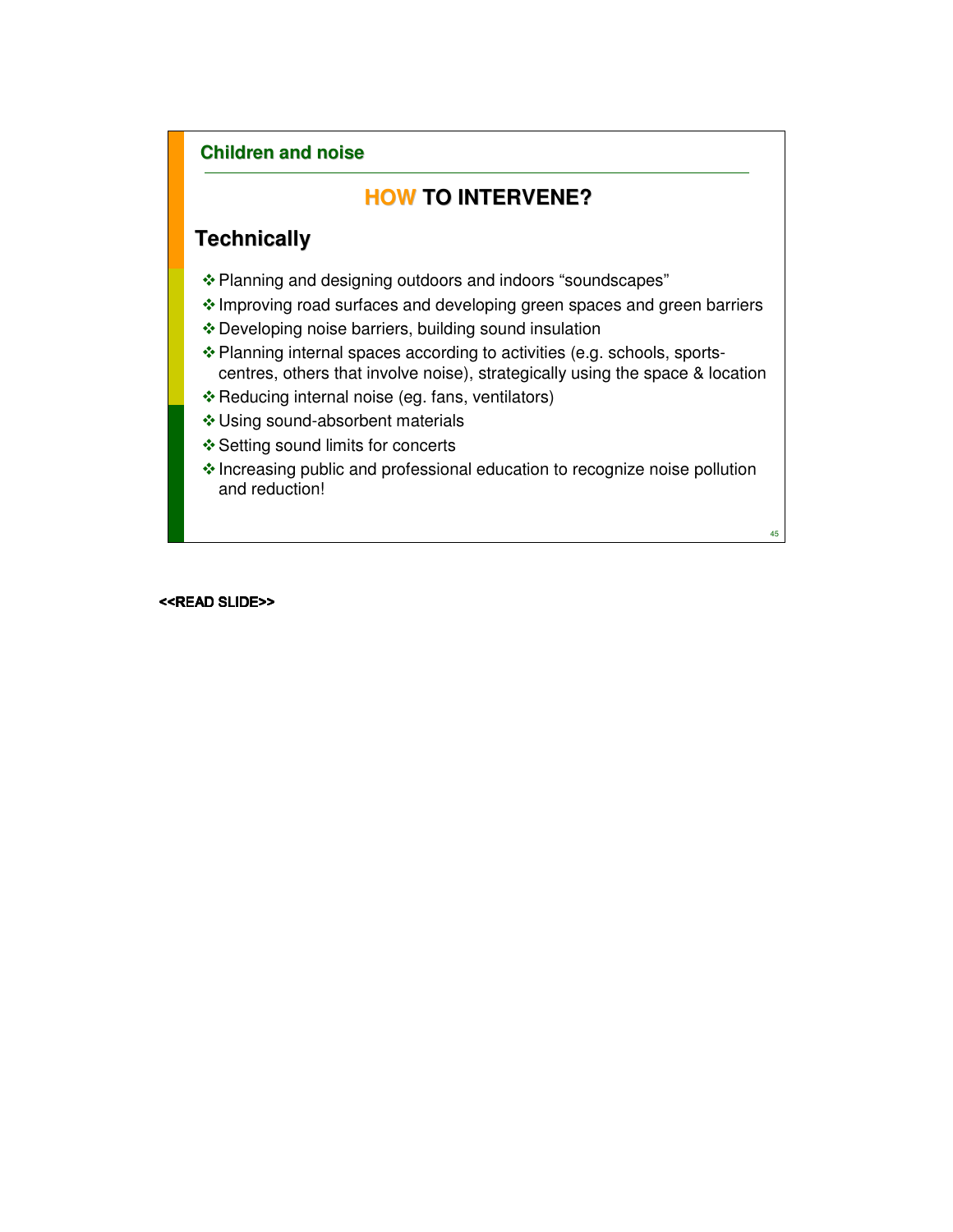**Children and noise**

## HOW TO INTERVENE?

### Technically

- Planning and designing outdoors and indoors "soundscapes"
- Improving road surfaces and developing green spaces and green barriers
- Developing noise barriers, building sound insulation
- Planning internal spaces according to activities (e.g. schools, sports-centres, others that involve noise), strategically using the space & location
- Reducing internal noise (eg. fans, ventilators)
- Using sound-absorbent materials
- Setting sound limits for concerts
- Increasing public and professional education to recognize noise pollution and reduction!

**<<READ SLIDE>>**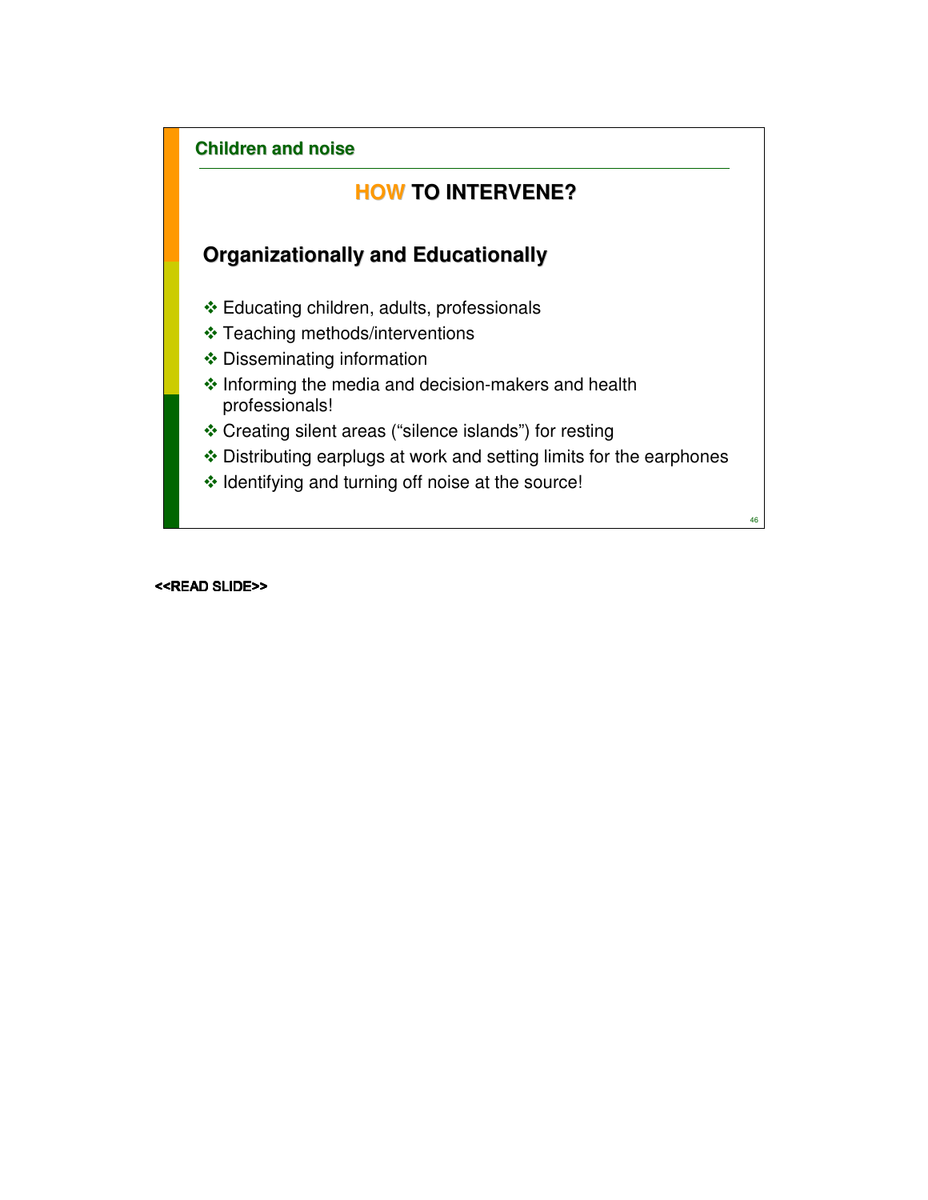**Children and noise**

## HOW TO INTERVENE?

### Organizationally and Educationally

- Educating children, adults, professionals
- Teaching methods/interventions
- Disseminating information
- Informing the media and decision-makers and health professionals!
- Creating silent areas (“silence islands”) for resting
- Distributing earplugs at work and setting limits for the earphones
- Identifying and turning off noise at the source!

<<READ SLIDE>>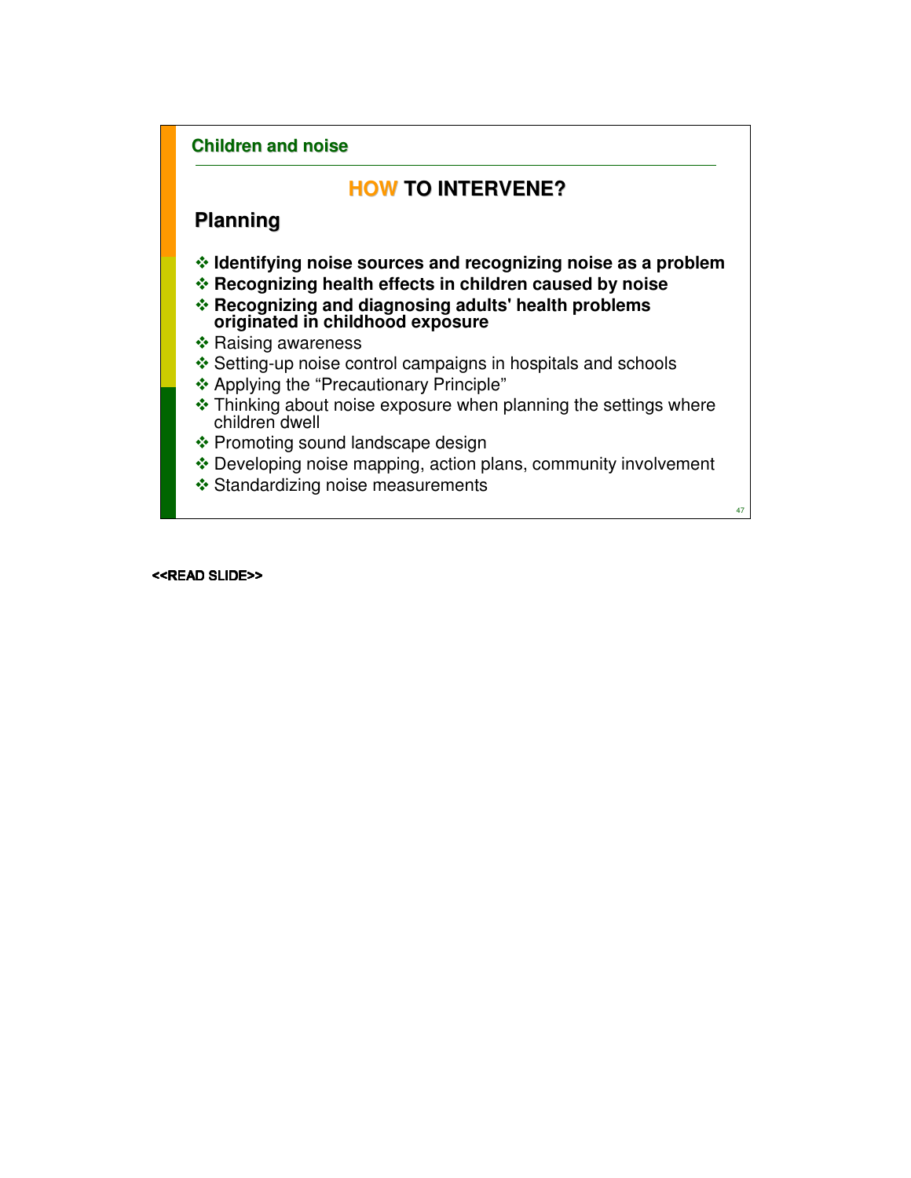**Children and noise**

## HOW TO INTERVENE?

### Planning

- **Identifying noise sources and recognizing noise as a problem**
- **Recognizing health effects in children caused by noise**
- **Recognizing and diagnosing adults' health problems originated in childhood exposure**
- Raising awareness
- Setting-up noise control campaigns in hospitals and schools
- Applying the "Precautionary Principle"
- Thinking about noise exposure when planning the settings where children dwell
- Promoting sound landscape design
- Developing noise mapping, action plans, community involvement
- Standardizing noise measurements

<<READ SLIDE>>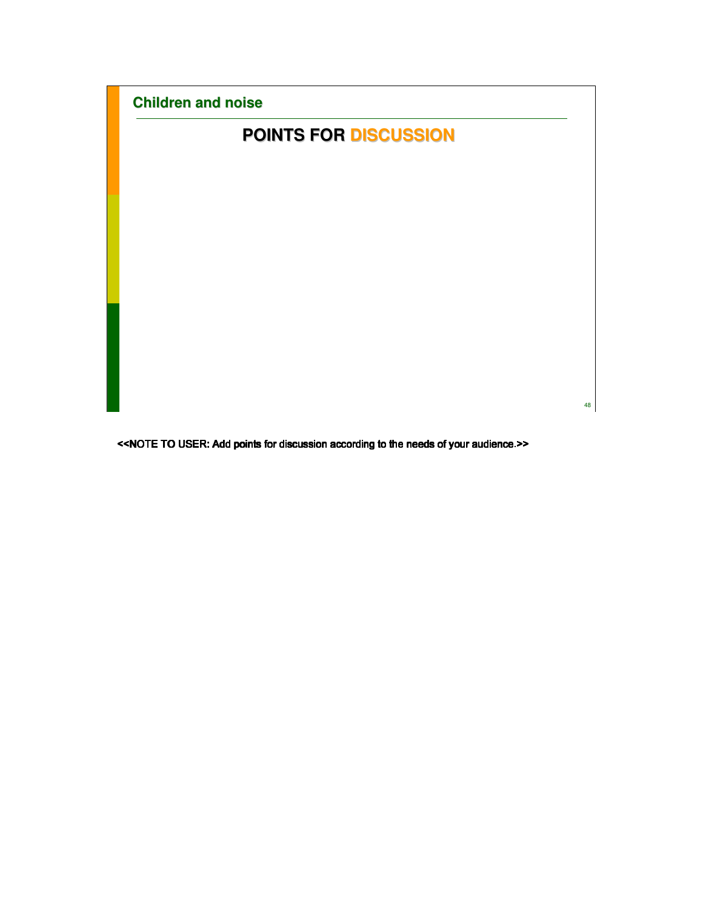## Children and noise

# POINTS FOR DISCUSSION

<<NOTE TO USER: Add points for discussion according to the needs of your audience.>>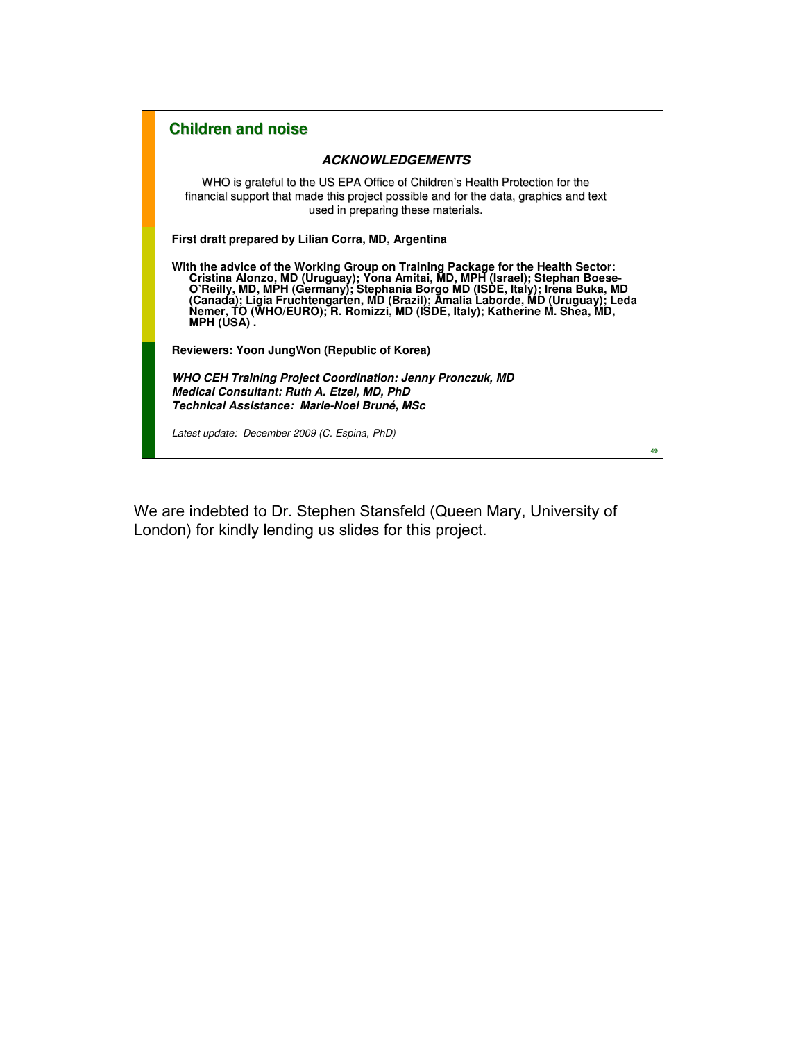## Children and noise

### *ACKNOWLEDGEMENTS*

WHO is grateful to the US EPA Office of Children's Health Protection for the financial support that made this project possible and for the data, graphics and text used in preparing these materials.

**First draft prepared by Lilian Corra, MD, Argentina**

**With the advice of the Working Group on Training Package for the Health Sector: Cristina Alonzo, MD (Uruguay); Yona Amitai, MD, MPH (Israel); Stephan Boese-O'Reilly, MD, MPH (Germany); Stephania Borgo MD (ISDE, Italy); Irena Buka, MD (Canada); Ligia Fruchtengarten, MD (Brazil); Amalia Laborde, MD (Uruguay); Leda Nemer, TO (WHO/EURO); R. Romizzi, MD (ISDE, Italy); Katherine M. Shea, MD, MPH (USA) .**

**Reviewers: Yoon JungWon (Republic of Korea)**

***WHO CEH Training Project Coordination: Jenny Pronczuk, MD***
***Medical Consultant: Ruth A. Etzel, MD, PhD***
***Technical Assistance: Marie-Noel Bruné, MSc***

*Latest update: December 2009 (C. Espina, PhD)*

We are indebted to Dr. Stephen Stansfeld (Queen Mary, University of London) for kindly lending us slides for this project.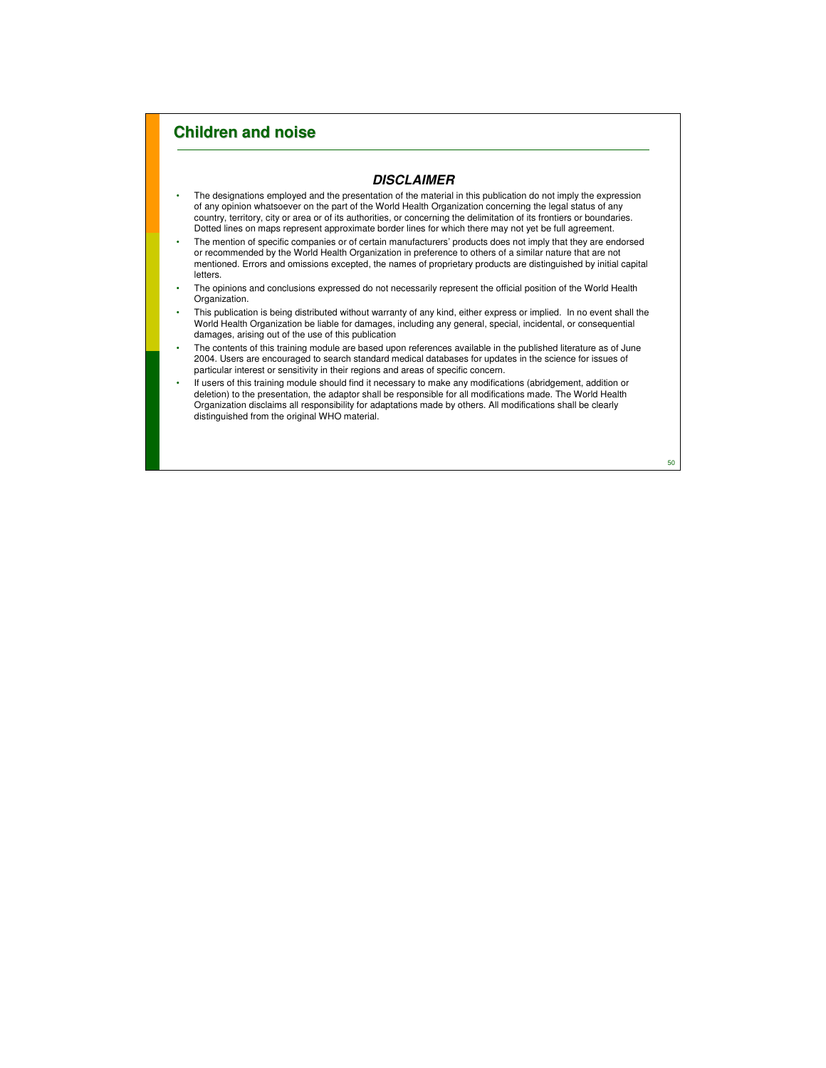# Children and noise

## *DISCLAIMER*

- The designations employed and the presentation of the material in this publication do not imply the expression of any opinion whatsoever on the part of the World Health Organization concerning the legal status of any country, territory, city or area or of its authorities, or concerning the delimitation of its frontiers or boundaries. Dotted lines on maps represent approximate border lines for which there may not yet be full agreement.
- The mention of specific companies or of certain manufacturers' products does not imply that they are endorsed or recommended by the World Health Organization in preference to others of a similar nature that are not mentioned. Errors and omissions excepted, the names of proprietary products are distinguished by initial capital letters.
- The opinions and conclusions expressed do not necessarily represent the official position of the World Health Organization.
- This publication is being distributed without warranty of any kind, either express or implied. In no event shall the World Health Organization be liable for damages, including any general, special, incidental, or consequential damages, arising out of the use of this publication
- The contents of this training module are based upon references available in the published literature as of June 2004. Users are encouraged to search standard medical databases for updates in the science for issues of particular interest or sensitivity in their regions and areas of specific concern.
- If users of this training module should find it necessary to make any modifications (abridgement, addition or deletion) to the presentation, the adaptor shall be responsible for all modifications made. The World Health Organization disclaims all responsibility for adaptations made by others. All modifications shall be clearly distinguished from the original WHO material.